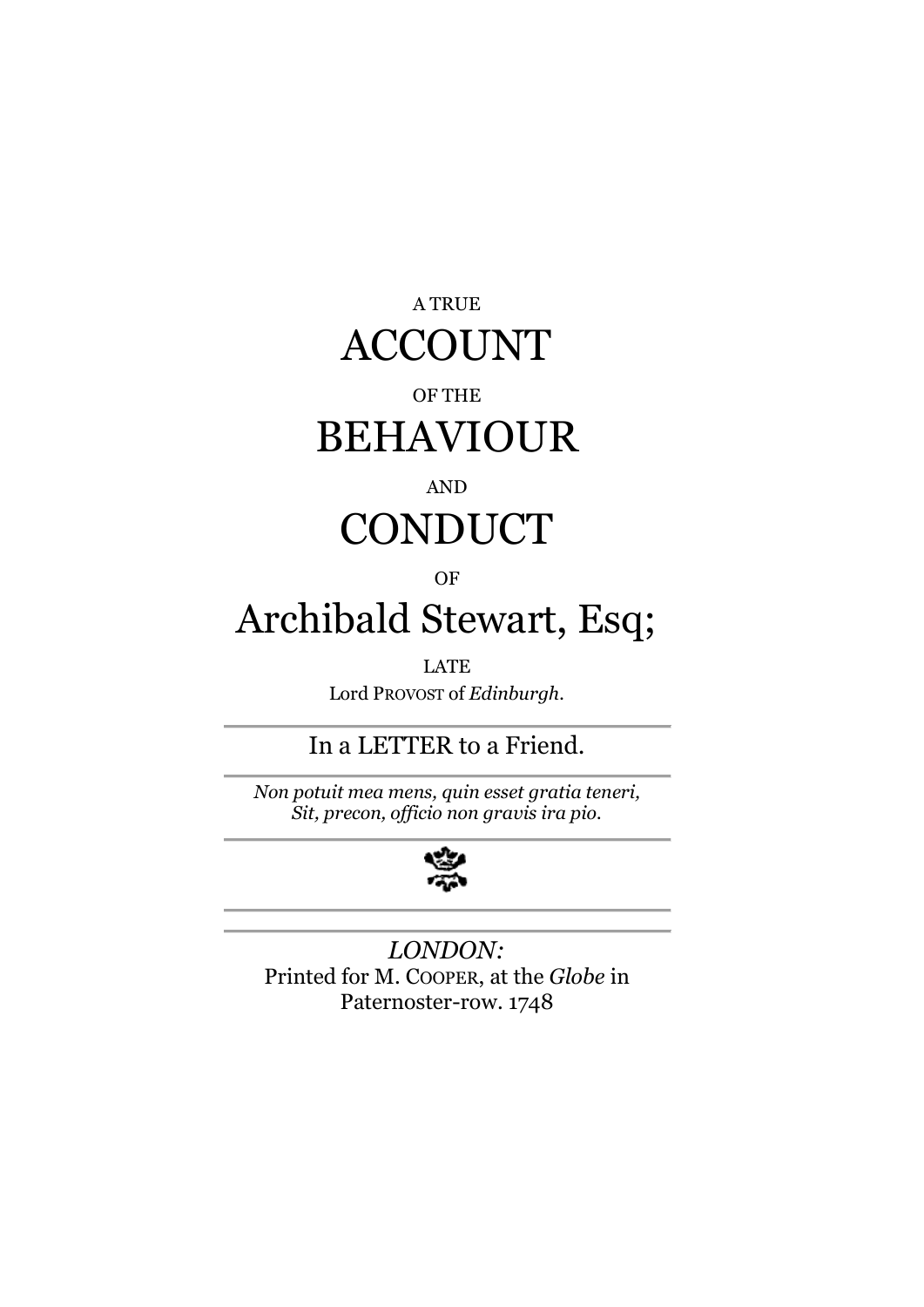# A TRUE ACCOUNT OF THE BEHAVIOUR AND CONDUCT OF Archibald Stewart, Esq;

LATE

Lord PROVOST of *Edinburgh*.

---

In a LETTER to a Friend.

---

*Non potuit mea mens, quin esset gratia teneri,*
*Sit, precon, officio non gravis ira pio.*

---

---

*LONDON:*
Printed for M. COOPER, at the *Globe* in Paternoster-row. 1748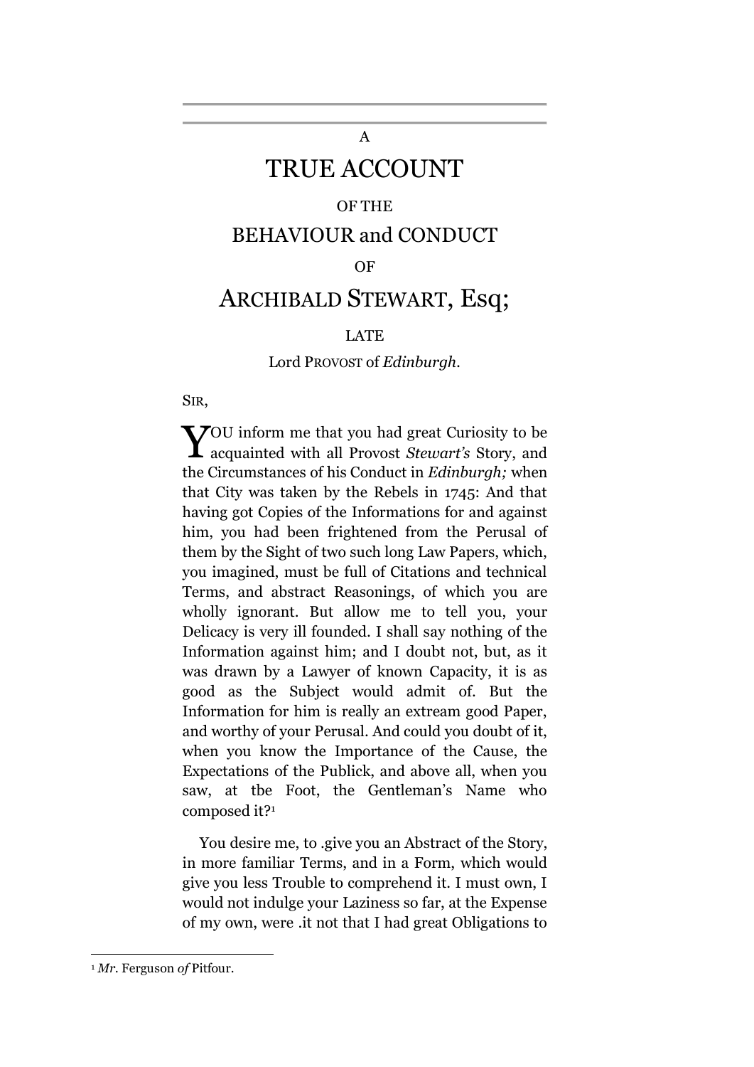A

# TRUE ACCOUNT

OF THE

## BEHAVIOUR and CONDUCT

OF

# ARCHIBALD STEWART, Esq;

LATE

Lord PROVOST of *Edinburgh.*

SIR,

YOU inform me that you had great Curiosity to be acquainted with all Provost *Stewart's* Story, and the Circumstances of his Conduct in *Edinburgh;* when that City was taken by the Rebels in 1745: And that having got Copies of the Informations for and against him, you had been frightened from the Perusal of them by the Sight of two such long Law Papers, which, you imagined, must be full of Citations and technical Terms, and abstract Reasonings, of which you are wholly ignorant. But allow me to tell you, your Delicacy is very ill founded. I shall say nothing of the Information against him; and I doubt not, but, as it was drawn by a Lawyer of known Capacity, it is as good as the Subject would admit of. But the Information for him is really an extream good Paper, and worthy of your Perusal. And could you doubt of it, when you know the Importance of the Cause, the Expectations of the Publick, and above all, when you saw, at tbe Foot, the Gentleman's Name who composed it?[1]

You desire me, to .give you an Abstract of the Story, in more familiar Terms, and in a Form, which would give you less Trouble to comprehend it. I must own, I would not indulge your Laziness so far, at the Expense of my own, were .it not that I had great Obligations to

[1] *Mr.* Ferguson *of* Pitfour.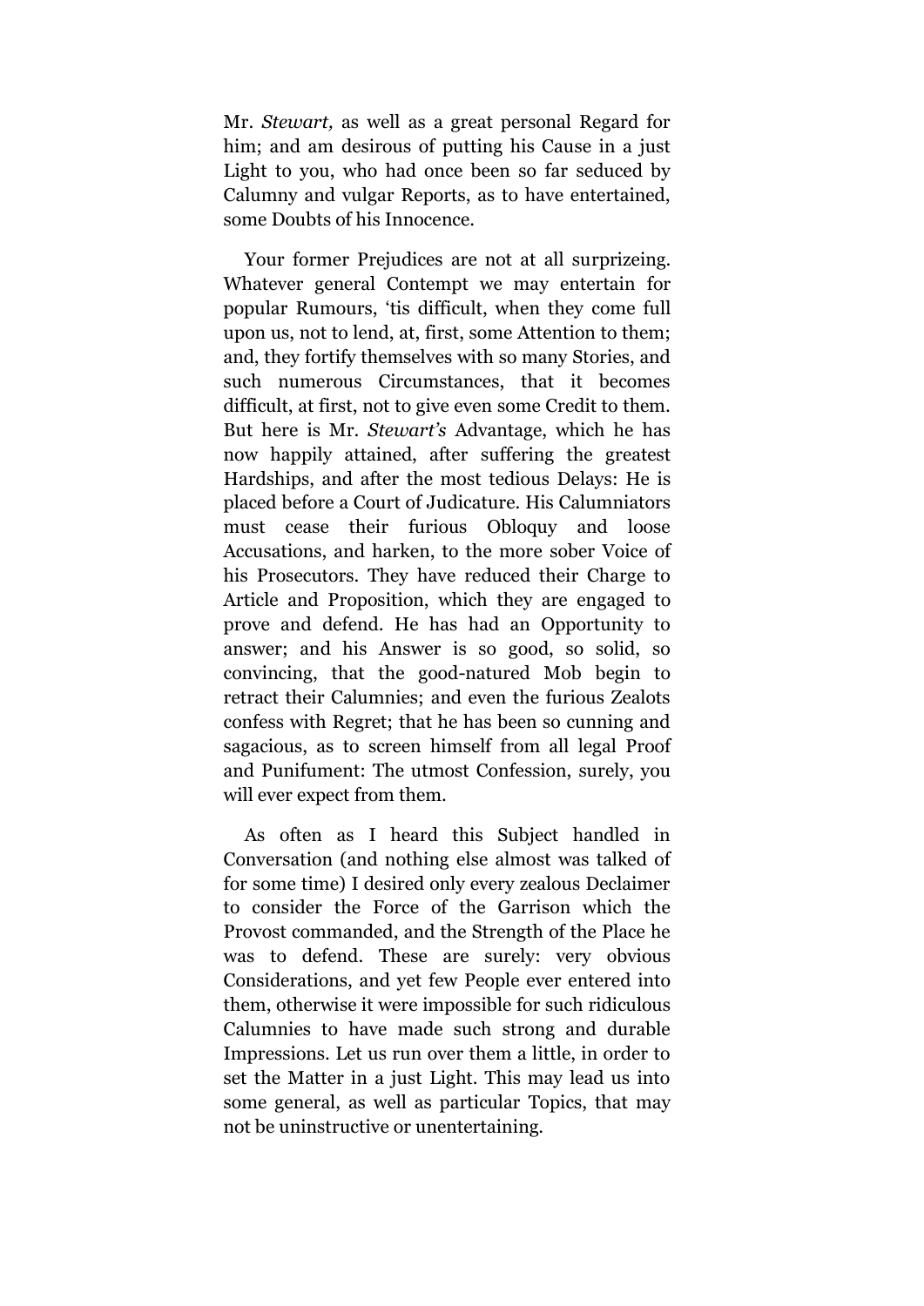Mr. *Stewart,* as well as a great personal Regard for him; and am desirous of putting his Cause in a just Light to you, who had once been so far seduced by Calumny and vulgar Reports, as to have entertained, some Doubts of his Innocence.

Your former Prejudices are not at all surprizeing. Whatever general Contempt we may entertain for popular Rumours, 'tis difficult, when they come full upon us, not to lend, at, first, some Attention to them; and, they fortify themselves with so many Stories, and such numerous Circumstances, that it becomes difficult, at first, not to give even some Credit to them. But here is Mr. *Stewart's* Advantage, which he has now happily attained, after suffering the greatest Hardships, and after the most tedious Delays: He is placed before a Court of Judicature. His Calumniators must cease their furious Obloquy and loose Accusations, and harken, to the more sober Voice of his Prosecutors. They have reduced their Charge to Article and Proposition, which they are engaged to prove and defend. He has had an Opportunity to answer; and his Answer is so good, so solid, so convincing, that the good-natured Mob begin to retract their Calumnies; and even the furious Zealots confess with Regret; that he has been so cunning and sagacious, as to screen himself from all legal Proof and Punifument: The utmost Confession, surely, you will ever expect from them.

As often as I heard this Subject handled in Conversation (and nothing else almost was talked of for some time) I desired only every zealous Declaimer to consider the Force of the Garrison which the Provost commanded, and the Strength of the Place he was to defend. These are surely: very obvious Considerations, and yet few People ever entered into them, otherwise it were impossible for such ridiculous Calumnies to have made such strong and durable Impressions. Let us run over them a little, in order to set the Matter in a just Light. This may lead us into some general, as well as particular Topics, that may not be uninstructive or unentertaining.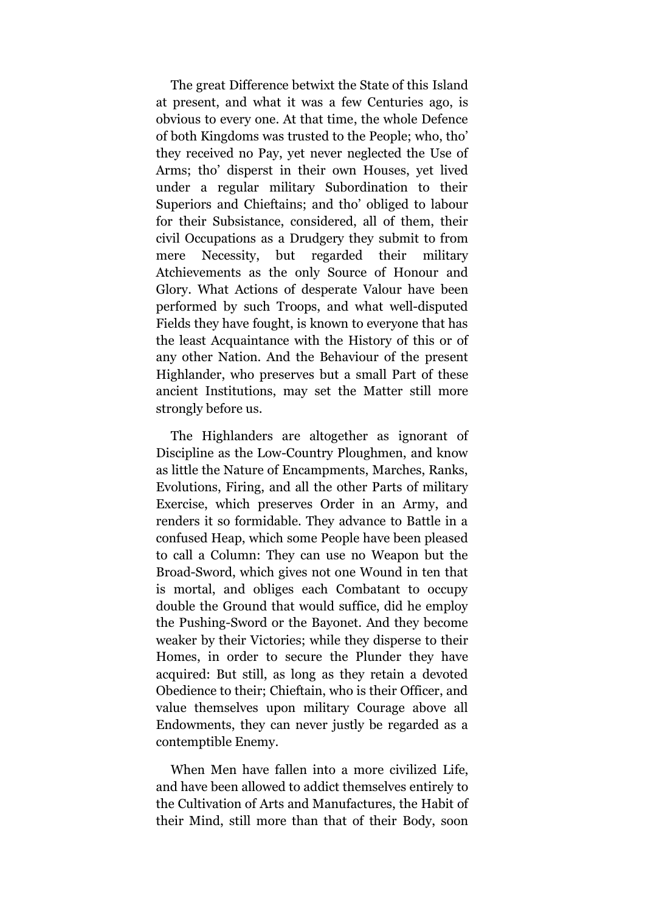The great Difference betwixt the State of this Island at present, and what it was a few Centuries ago, is obvious to every one. At that time, the whole Defence of both Kingdoms was trusted to the People; who, tho' they received no Pay, yet never neglected the Use of Arms; tho' disperst in their own Houses, yet lived under a regular military Subordination to their Superiors and Chieftains; and tho' obliged to labour for their Subsistance, considered, all of them, their civil Occupations as a Drudgery they submit to from mere Necessity, but regarded their military Atchievements as the only Source of Honour and Glory. What Actions of desperate Valour have been performed by such Troops, and what well-disputed Fields they have fought, is known to everyone that has the least Acquaintance with the History of this or of any other Nation. And the Behaviour of the present Highlander, who preserves but a small Part of these ancient Institutions, may set the Matter still more strongly before us.

The Highlanders are altogether as ignorant of Discipline as the Low-Country Ploughmen, and know as little the Nature of Encampments, Marches, Ranks, Evolutions, Firing, and all the other Parts of military Exercise, which preserves Order in an Army, and renders it so formidable. They advance to Battle in a confused Heap, which some People have been pleased to call a Column: They can use no Weapon but the Broad-Sword, which gives not one Wound in ten that is mortal, and obliges each Combatant to occupy double the Ground that would suffice, did he employ the Pushing-Sword or the Bayonet. And they become weaker by their Victories; while they disperse to their Homes, in order to secure the Plunder they have acquired: But still, as long as they retain a devoted Obedience to their; Chieftain, who is their Officer, and value themselves upon military Courage above all Endowments, they can never justly be regarded as a contemptible Enemy.

When Men have fallen into a more civilized Life, and have been allowed to addict themselves entirely to the Cultivation of Arts and Manufactures, the Habit of their Mind, still more than that of their Body, soon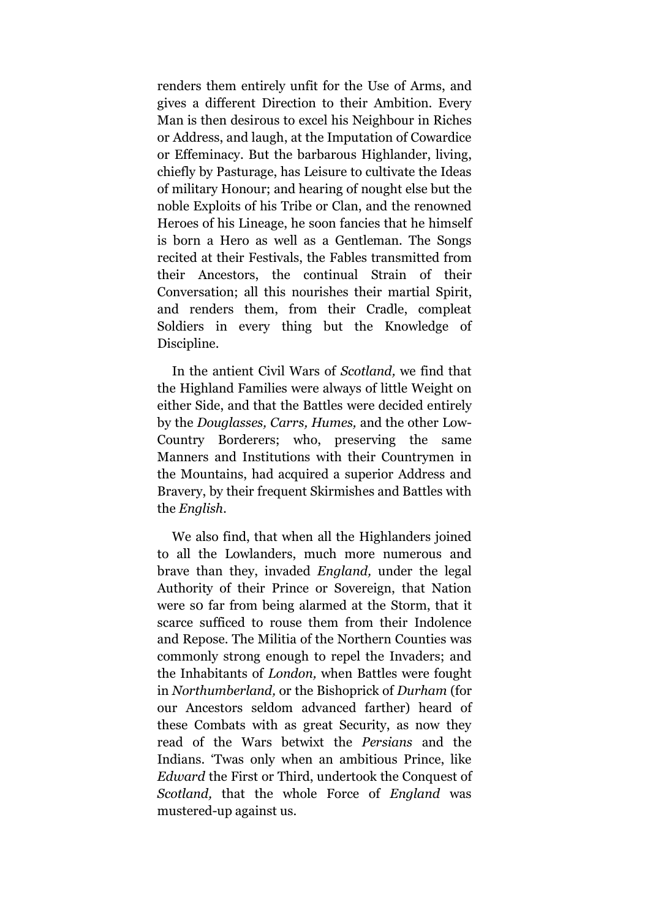renders them entirely unfit for the Use of Arms, and gives a different Direction to their Ambition. Every Man is then desirous to excel his Neighbour in Riches or Address, and laugh, at the Imputation of Cowardice or Effeminacy. But the barbarous Highlander, living, chiefly by Pasturage, has Leisure to cultivate the Ideas of military Honour; and hearing of nought else but the noble Exploits of his Tribe or Clan, and the renowned Heroes of his Lineage, he soon fancies that he himself is born a Hero as well as a Gentleman. The Songs recited at their Festivals, the Fables transmitted from their Ancestors, the continual Strain of their Conversation; all this nourishes their martial Spirit, and renders them, from their Cradle, compleat Soldiers in every thing but the Knowledge of Discipline.

In the antient Civil Wars of *Scotland,* we find that the Highland Families were always of little Weight on either Side, and that the Battles were decided entirely by the *Douglasses, Carrs, Humes,* and the other Low-Country Borderers; who, preserving the same Manners and Institutions with their Countrymen in the Mountains, had acquired a superior Address and Bravery, by their frequent Skirmishes and Battles with the *English*.

We also find, that when all the Highlanders joined to all the Lowlanders, much more numerous and brave than they, invaded *England,* under the legal Authority of their Prince or Sovereign, that Nation were so far from being alarmed at the Storm, that it scarce sufficed to rouse them from their Indolence and Repose. The Militia of the Northern Counties was commonly strong enough to repel the Invaders; and the Inhabitants of *London,* when Battles were fought in *Northumberland,* or the Bishoprick of *Durham* (for our Ancestors seldom advanced farther) heard of these Combats with as great Security, as now they read of the Wars betwixt the *Persians* and the Indians. 'Twas only when an ambitious Prince, like *Edward* the First or Third, undertook the Conquest of *Scotland,* that the whole Force of *England* was mustered-up against us.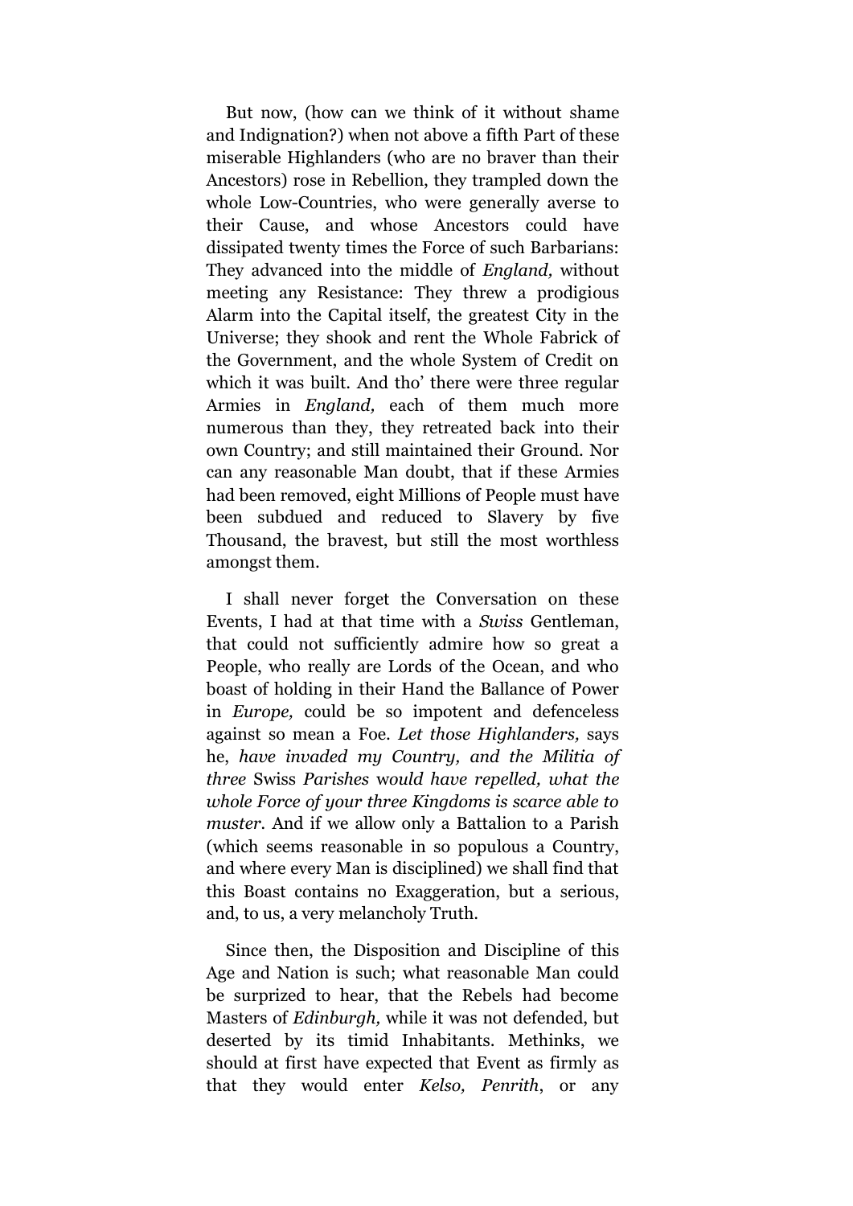But now, (how can we think of it without shame and Indignation?) when not above a fifth Part of these miserable Highlanders (who are no braver than their Ancestors) rose in Rebellion, they trampled down the whole Low-Countries, who were generally averse to their Cause, and whose Ancestors could have dissipated twenty times the Force of such Barbarians: They advanced into the middle of *England,* without meeting any Resistance: They threw a prodigious Alarm into the Capital itself, the greatest City in the Universe; they shook and rent the Whole Fabrick of the Government, and the whole System of Credit on which it was built. And tho' there were three regular Armies in *England,* each of them much more numerous than they, they retreated back into their own Country; and still maintained their Ground. Nor can any reasonable Man doubt, that if these Armies had been removed, eight Millions of People must have been subdued and reduced to Slavery by five Thousand, the bravest, but still the most worthless amongst them.

I shall never forget the Conversation on these Events, I had at that time with a *Swiss* Gentleman, that could not sufficiently admire how so great a People, who really are Lords of the Ocean, and who boast of holding in their Hand the Ballance of Power in *Europe,* could be so impotent and defenceless against so mean a Foe. *Let those Highlanders,* says he, *have invaded my Country, and the Militia of three* Swiss *Parishes would have repelled, what the whole Force of your three Kingdoms is scarce able to muster.* And if we allow only a Battalion to a Parish (which seems reasonable in so populous a Country, and where every Man is disciplined) we shall find that this Boast contains no Exaggeration, but a serious, and, to us, a very melancholy Truth.

Since then, the Disposition and Discipline of this Age and Nation is such; what reasonable Man could be surprized to hear, that the Rebels had become Masters of *Edinburgh,* while it was not defended, but deserted by its timid Inhabitants. Methinks, we should at first have expected that Event as firmly as that they would enter *Kelso, Penrith*, or any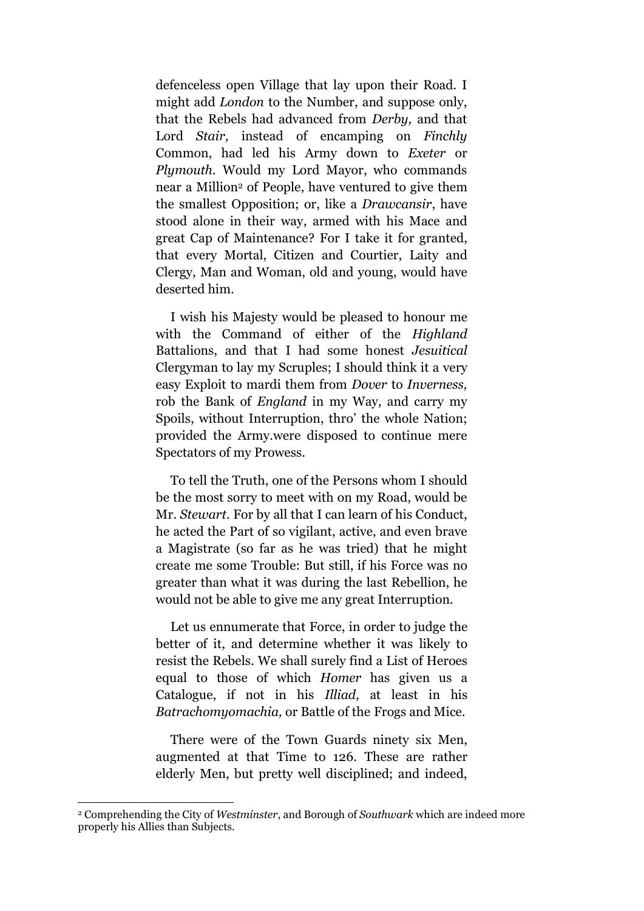defenceless open Village that lay upon their Road. I might add *London* to the Number, and suppose only, that the Rebels had advanced from *Derby,* and that Lord *Stair,* instead of encamping on *Finchly* Common, had led his Army down to *Exeter* or *Plymouth*. Would my Lord Mayor, who commands near a Million[2] of People, have ventured to give them the smallest Opposition; or, like a *Drawcansir*, have stood alone in their way, armed with his Mace and great Cap of Maintenance? For I take it for granted, that every Mortal, Citizen and Courtier, Laity and Clergy, Man and Woman, old and young, would have deserted him.

I wish his Majesty would be pleased to honour me with the Command of either of the *Highland* Battalions, and that I had some honest *Jesuitical* Clergyman to lay my Scruples; I should think it a very easy Exploit to mardi them from *Dover* to *Inverness,* rob the Bank of *England* in my Way, and carry my Spoils, without Interruption, thro' the whole Nation; provided the Army.were disposed to continue mere Spectators of my Prowess.

To tell the Truth, one of the Persons whom I should be the most sorry to meet with on my Road, would be Mr. *Stewart*. For by all that I can learn of his Conduct, he acted the Part of so vigilant, active, and even brave a Magistrate (so far as he was tried) that he might create me some Trouble: But still, if his Force was no greater than what it was during the last Rebellion, he would not be able to give me any great Interruption.

Let us ennumerate that Force, in order to judge the better of it, and determine whether it was likely to resist the Rebels. We shall surely find a List of Heroes equal to those of which *Homer* has given us a Catalogue, if not in his *Illiad,* at least in his *Batrachomyomachia,* or Battle of the Frogs and Mice.

There were of the Town Guards ninety six Men, augmented at that Time to 126. These are rather elderly Men, but pretty well disciplined; and indeed,

[2] Comprehending the City of *Westminster*, and Borough of *Southwark* which are indeed more properly his Allies than Subjects.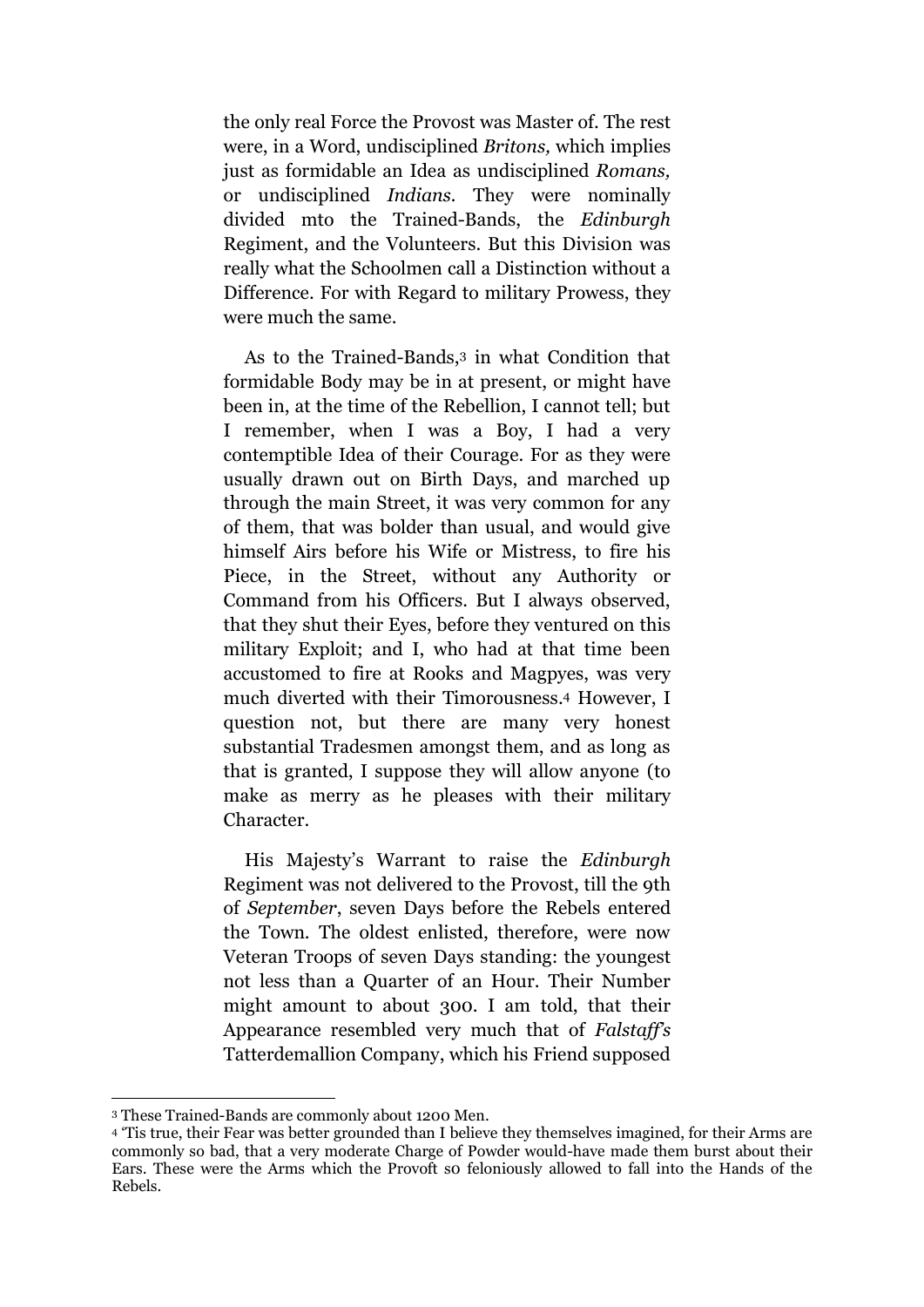the only real Force the Provost was Master of. The rest were, in a Word, undisciplined *Britons,* which implies just as formidable an Idea as undisciplined *Romans,* or undisciplined *Indians*. They were nominally divided mto the Trained-Bands, the *Edinburgh* Regiment, and the Volunteers. But this Divisi0n was really what the Schoolmen call a Distinction without a Difference. For with Regard to military Prowess, they were much the same.

As to the Trained-Bands,[3] in what Condition that formidable Body may be in at present, or might have been in, at the time of the Rebellion, I cannot tell; but I remember, when I was a Boy, I had a very contemptible Idea of their Courage. For as they were usually drawn out on Birth Days, and marched up through the main Street, it was very common for any of them, that was bolder than usual, and would give himself Airs before his Wife or Mistress, to fire his Piece, in the Street, without any Authority or Command from his Officers. But I always observed, that they shut their Eyes, before they ventured on this military Exploit; and I, who had at that time been accustomed to fire at Rooks and Magpyes, was very much diverted with their Timorousness.[4] However, I question not, but there are many very honest substantial Tradesmen amongst them, and as long as that is granted, I suppose they will allow anyone (to make as merry as he pleases with their military Character.

His Majesty's Warrant to raise the *Edinburgh* Regiment was not delivered to the Provost, till the 9th of *September*, seven Days before the Rebels entered the Town. The oldest enlisted, therefore, were now Veteran Troops of seven Days standing: the youngest not less than a Quarter of an Hour. Their Number might amount to about 300. I am told, that their Appearance resembled very much that of *Falstaff's* Tatterdemallion Company, which his Friend supposed

---

[3] These Trained-Bands are commonly about 1200 Men.

[4] 'Tis true, their Fear was better grounded than I believe they themselves imagined, for their Arms are commonly so bad, that a very moderate Charge of Powder would-have made them burst about their Ears. These were the Arms which the Provoft so feloniously allowed to fall into the Hands of the Rebels.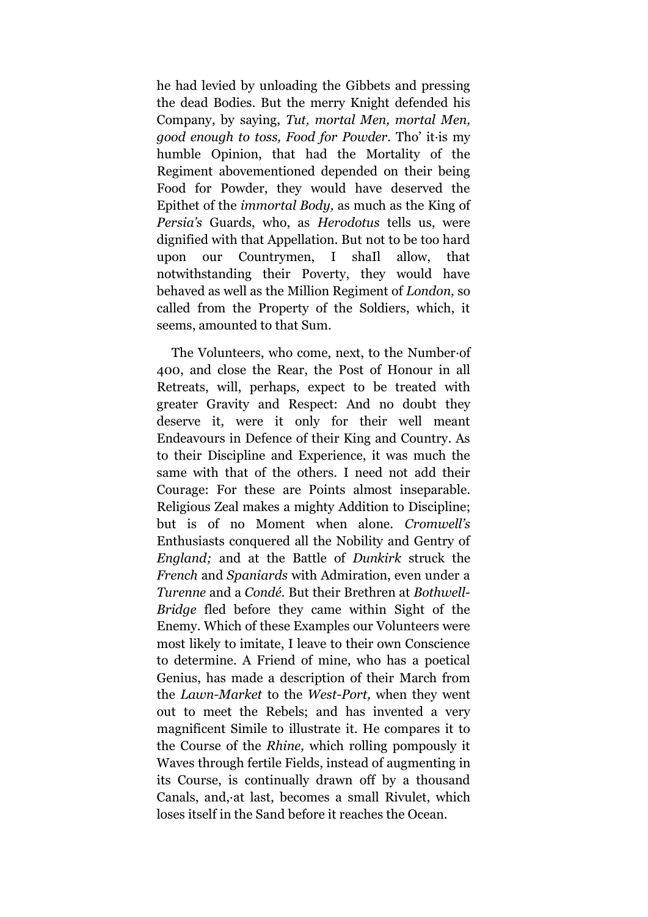he had levied by unloading the Gibbets and pressing the dead Bodies. But the merry Knight defended his Company, by saying, *Tut, mortal Men, mortal Men, good enough to toss, Food for Powder*. Tho' it·is my humble Opinion, that had the Mortality of the Regiment abovementioned depended on their being Food for Powder, they would have deserved the Epithet of the *immortal Body,* as much as the King of *Persia's* Guards, who, as *Herodotus* tells us, were dignified with that Appellation. But not to be too hard upon our Countrymen, I shaIl allow, that notwithstanding their Poverty, they would have behaved as well as the Million Regiment of *London,* so called from the Property of the Soldiers, which, it seems, amounted to that Sum.

The Volunteers, who come, next, to the Number·of 400, and close the Rear, the Post of Honour in all Retreats, will, perhaps, expect to be treated with greater Gravity and Respect: And no doubt they deserve it, were it only for their well meant Endeavours in Defence of their King and Country. As to their Discipline and Experience, it was much the same with that of the others. I need not add their Courage: For these are Points almost inseparable. Religious Zeal makes a mighty Addition to Discipline; but is of no Moment when alone. *Cromwell's* Enthusiasts conquered all the Nobility and Gentry of *England;* and at the Battle of *Dunkirk* struck the *French* and *Spaniards* with Admiration, even under a *Turenne* and a *Condé.* But their Brethren at *Bothwell-Bridge* fled before they came within Sight of the Enemy. Which of these Examples our Volunteers were most likely to imitate, I leave to their own Conscience to determine. A Friend of mine, who has a poetical Genius, has made a description of their March from the *Lawn-Market* to the *West-Port,* when they went out to meet the Rebels; and has invented a very magnificent Simile to illustrate it. He compares it to the Course of the *Rhine,* which rolling pompously it Waves through fertile Fields, instead of augmenting in its Course, is continually drawn off by a thousand Canals, and,·at last, becomes a small Rivulet, which loses itself in the Sand before it reaches the Ocean.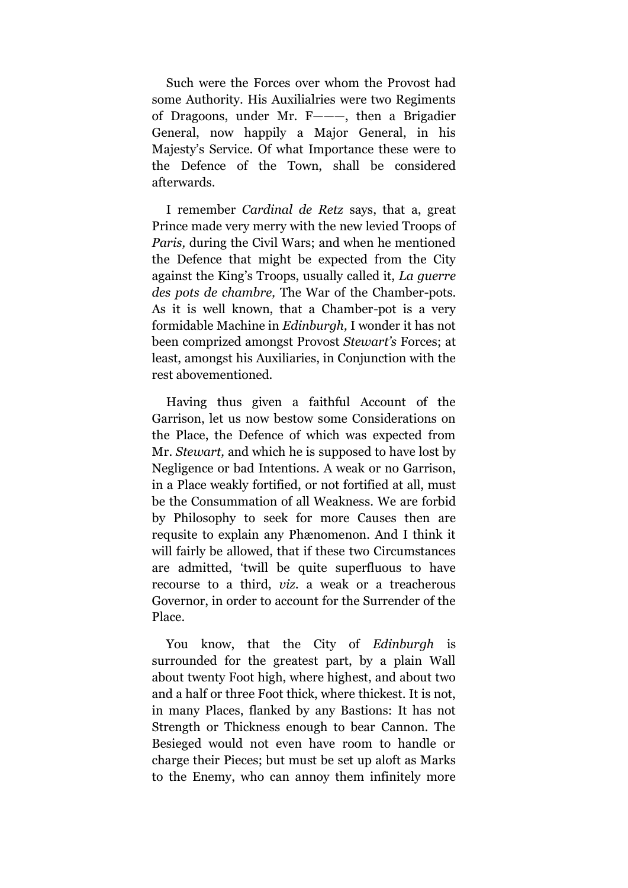Such were the Forces over whom the Provost had some Authority. His Auxilialries were two Regiments of Dragoons, under Mr. F———, then a Brigadier General, now happily a Major General, in his Majesty’s Service. Of what Importance these were to the Defence of the Town, shall be considered afterwards.

I remember *Cardinal de Retz* says, that a, great Prince made very merry with the new levied Troops of *Paris,* during the Civil Wars; and when he mentioned the Defence that might be expected from the City against the King’s Troops, usually called it, *La guerre des pots de chambre,* The War of the Chamber-pots. As it is well known, that a Chamber-pot is a very formidable Machine in *Edinburgh,* I wonder it has not been comprized amongst Provost *Stewart’s* Forces; at least, amongst his Auxiliaries, in Conjunction with the rest abovementioned.

Having thus given a faithful Account of the Garrison, let us now bestow some Considerations on the Place, the Defence of which was expected from Mr. *Stewart,* and which he is supposed to have lost by Negligence or bad Intentions. A weak or no Garrison, in a Place weakly fortified, or not fortified at all, must be the Consummation of all Weakness. We are forbid by Philosophy to seek for more Causes then are requsite to explain any Phænomenon. And I think it will fairly be allowed, that if these two Circumstances are admitted, ‘twill be quite superfluous to have recourse to a third, *viz.* a weak or a treacherous Governor, in order to account for the Surrender of the Place.

You know, that the City of *Edinburgh* is surrounded for the greatest part, by a plain Wall about twenty Foot high, where highest, and about two and a half or three Foot thick, where thickest. It is not, in many Places, flanked by any Bastions: It has not Strength or Thickness enough to bear Cannon. The Besieged would not even have room to handle or charge their Pieces; but must be set up aloft as Marks to the Enemy, who can annoy them infinitely more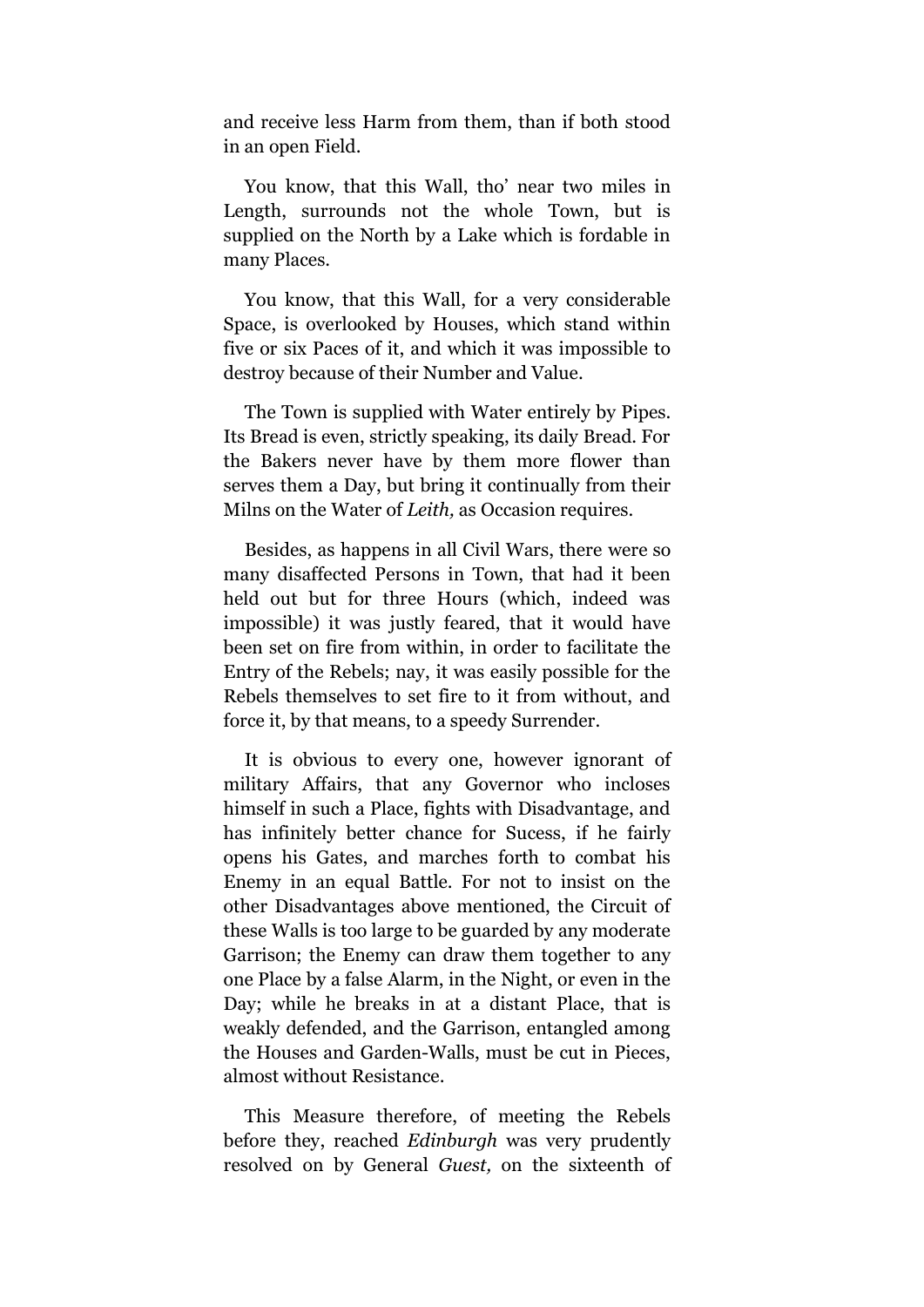and receive less Harm from them, than if both stood in an open Field.

You know, that this Wall, tho' near two miles in Length, surrounds not the whole Town, but is supplied on the North by a Lake which is fordable in many Places.

You know, that this Wall, for a very considerable Space, is overlooked by Houses, which stand within five or six Paces of it, and which it was impossible to destroy because of their Number and Value.

The Town is supplied with Water entirely by Pipes. Its Bread is even, strictly speaking, its daily Bread. For the Bakers never have by them more flower than serves them a Day, but bring it continually from their Milns on the Water of *Leith,* as Occasion requires.

Besides, as happens in all Civil Wars, there were so many disaffected Persons in Town, that had it been held out but for three Hours (which, indeed was impossible) it was justly feared, that it would have been set on fire from within, in order to facilitate the Entry of the Rebels; nay, it was easily possible for the Rebels themselves to set fire to it from without, and force it, by that means, to a speedy Surrender.

It is obvious to every one, however ignorant of military Affairs, that any Governor who incloses himself in such a Place, fights with Disadvantage, and has infinitely better chance for Sucess, if he fairly opens his Gates, and marches forth to combat his Enemy in an equal Battle. For not to insist on the other Disadvantages above mentioned, the Circuit of these Walls is too large to be guarded by any moderate Garrison; the Enemy can draw them together to any one Place by a false Alarm, in the Night, or even in the Day; while he breaks in at a distant Place, that is weakly defended, and the Garrison, entangled among the Houses and Garden-Walls, must be cut in Pieces, almost without Resistance.

This Measure therefore, of meeting the Rebels before they, reached *Edinburgh* was very prudently resolved on by General *Guest,* on the sixteenth of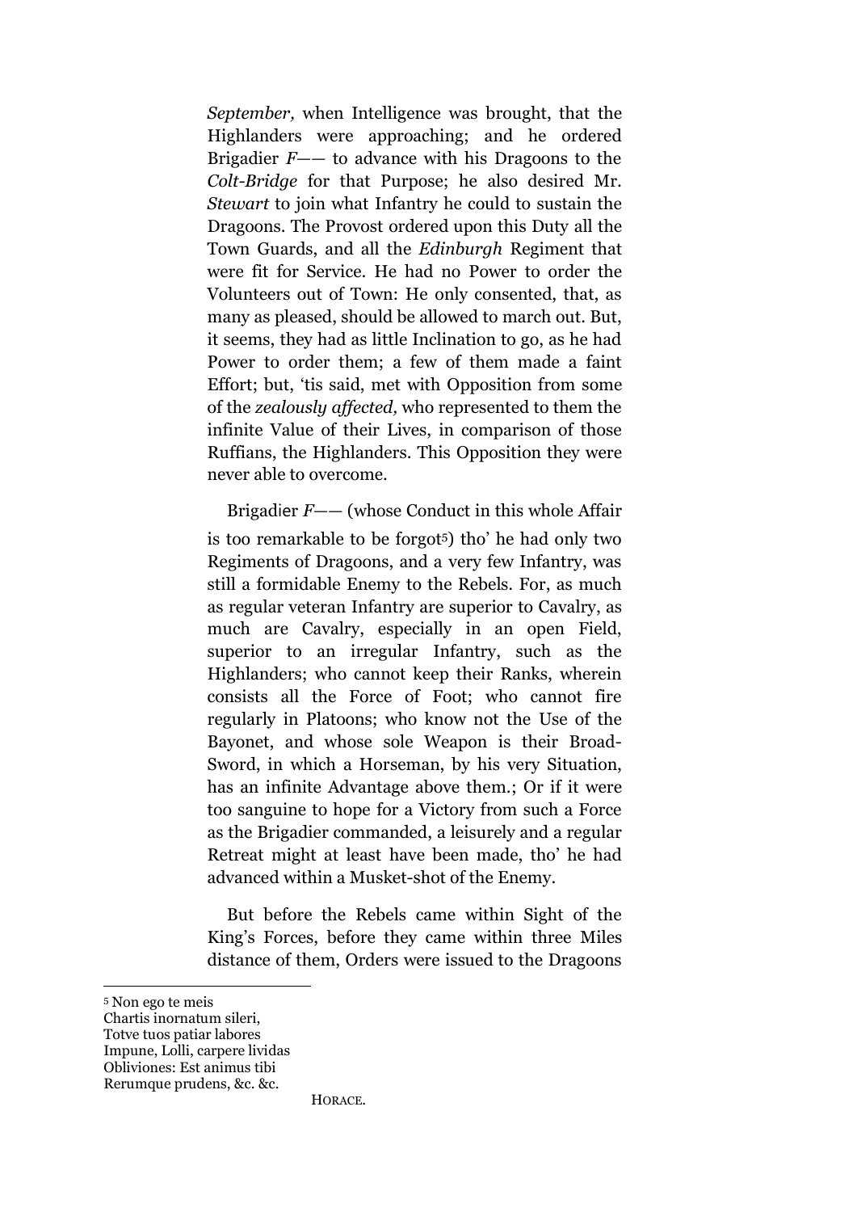*September,* when Intelligence was brought, that the Highlanders were approaching; and he ordered Brigadier *F——* to advance with his Dragoons to the *Colt-Bridge* for that Purpose; he also desired Mr. *Stewart* to join what Infantry he could to sustain the Dragoons. The Provost ordered upon this Duty all the Town Guards, and all the *Edinburgh* Regiment that were fit for Service. He had no Power to order the Volunteers out of Town: He only consented, that, as many as pleased, should be allowed to march out. But, it seems, they had as little Inclination to go, as he had Power to order them; a few of them made a faint Effort; but, 'tis said, met with Opposition from some of the *zealously affected,* who represented to them the infinite Value of their Lives, in comparison of those Ruffians, the Highlanders. This Opposition they were never able to overcome.

Brigadier *F——* (whose Conduct in this whole Affair is too remarkable to be forgot[5]) tho' he had only two Regiments of Dragoons, and a very few Infantry, was still a formidable Enemy to the Rebels. For, as much as regular veteran Infantry are superior to Cavalry, as much are Cavalry, especially in an open Field, superior to an irregular Infantry, such as the Highlanders; who cannot keep their Ranks, wherein consists all the Force of Foot; who cannot fire regularly in Platoons; who know not the Use of the Bayonet, and whose sole Weapon is their Broad-Sword, in which a Horseman, by his very Situation, has an infinite Advantage above them.; Or if it were too sanguine to hope for a Victory from such a Force as the Brigadier commanded, a leisurely and a regular Retreat might at least have been made, tho' he had advanced within a Musket-shot of the Enemy.

But before the Rebels came within Sight of the King's Forces, before they came within three Miles distance of them, Orders were issued to the Dragoons

---

[5] Non ego te meis
Chartis inornatum sileri,
Totve tuos patiar labores
Impune, Lolli, carpere lividas
Obliviones: Est animus tibi
Rerumque prudens, &c. &c.

HORACE.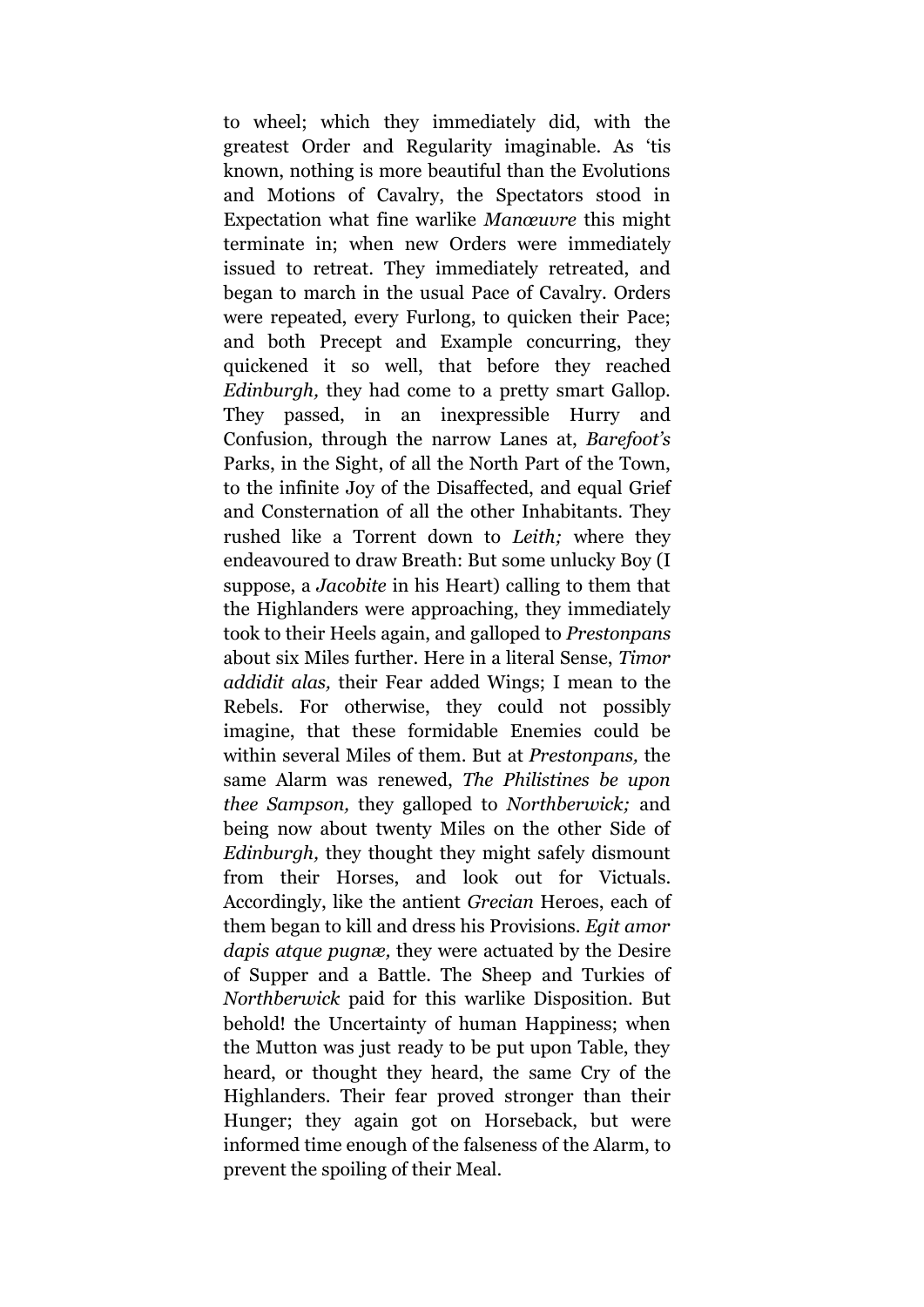to wheel; which they immediately did, with the greatest Order and Regularity imaginable. As 'tis known, nothing is more beautiful than the Evolutions and Motions of Cavalry, the Spectators stood in Expectation what fine warlike *Manœuvre* this might terminate in; when new Orders were immediately issued to retreat. They immediately retreated, and began to march in the usual Pace of Cavalry. Orders were repeated, every Furlong, to quicken their Pace; and both Precept and Example concurring, they quickened it so well, that before they reached *Edinburgh,* they had come to a pretty smart Gallop. They passed, in an inexpressible Hurry and Confusion, through the narrow Lanes at, *Barefoot's* Parks, in the Sight, of all the North Part of the Town, to the infinite Joy of the Disaffected, and equal Grief and Consternation of all the other Inhabitants. They rushed like a Torrent down to *Leith;* where they endeavoured to draw Breath: But some unlucky Boy (I suppose, a *Jacobite* in his Heart) calling to them that the Highlanders were approaching, they immediately took to their Heels again, and galloped to *Prestonpans* about six Miles further. Here in a literal Sense, *Timor addidit alas,* their Fear added Wings; I mean to the Rebels. For otherwise, they could not possibly imagine, that these formidable Enemies could be within several Miles of them. But at *Prestonpans,* the same Alarm was renewed, *The Philistines be upon thee Sampson,* they galloped to *Northberwick;* and being now about twenty Miles on the other Side of *Edinburgh,* they thought they might safely dismount from their Horses, and look out for Victuals. Accordingly, like the antient *Grecian* Heroes, each of them began to kill and dress his Provisions. *Egit amor dapis atque pugnæ,* they were actuated by the Desire of Supper and a Battle. The Sheep and Turkies of *Northberwick* paid for this warlike Disposition. But behold! the Uncertainty of human Happiness; when the Mutton was just ready to be put upon Table, they heard, or thought they heard, the same Cry of the Highlanders. Their fear proved stronger than their Hunger; they again got on Horseback, but were informed time enough of the falseness of the Alarm, to prevent the spoiling of their Meal.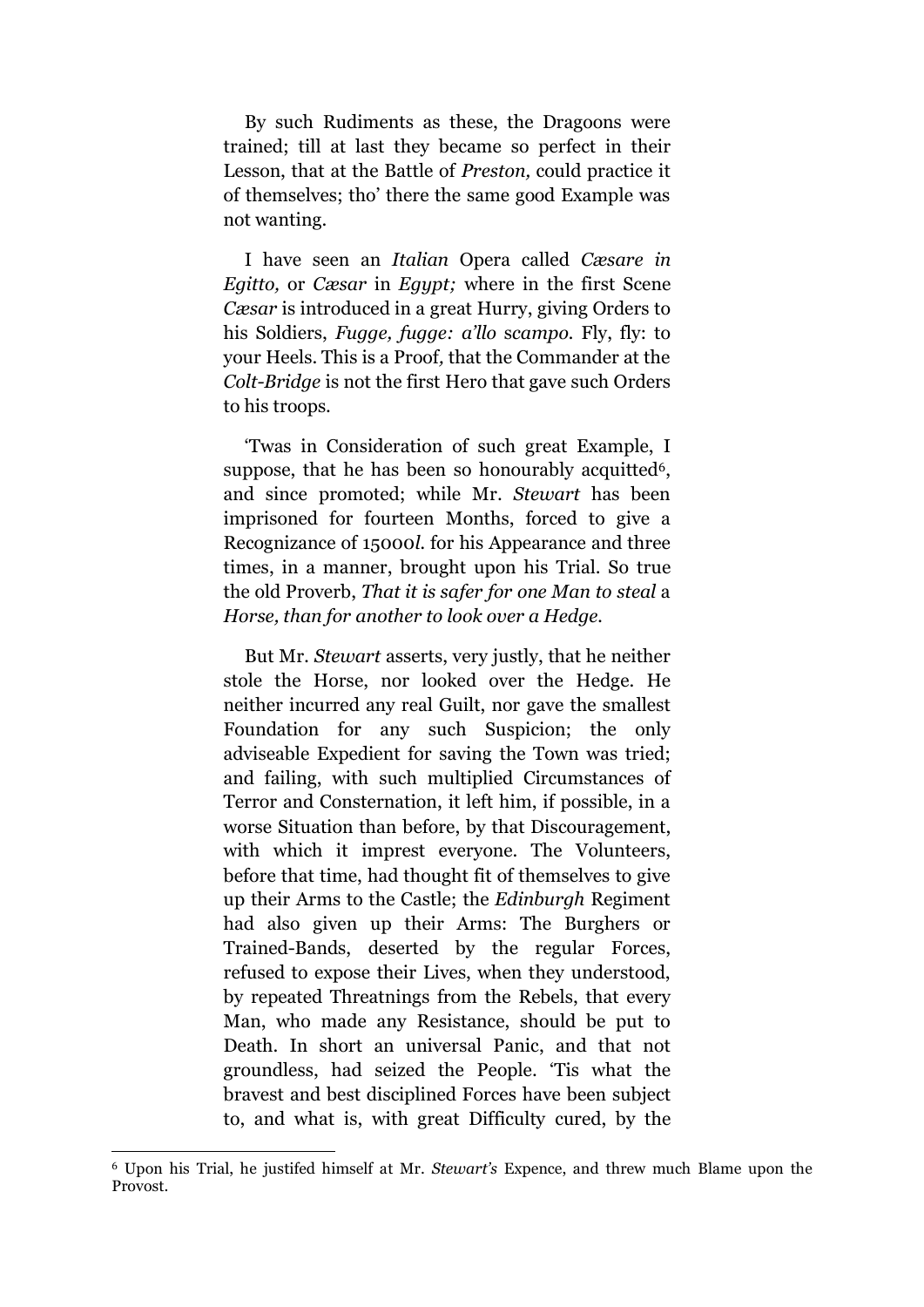By such Rudiments as these, the Dragoons were trained; till at last they became so perfect in their Lesson, that at the Battle of *Preston,* could practice it of themselves; tho' there the same good Example was not wanting.

I have seen an *Italian* Opera called *Cæsare in Egitto,* or *Cæsar* in *Egypt;* where in the first Scene *Cæsar* is introduced in a great Hurry, giving Orders to his Soldiers, *Fugge, fugge: a'llo scampo.* Fly, fly: to your Heels. This is a Proof, that the Commander at the *Colt-Bridge* is not the first Hero that gave such Orders to his troops.

'Twas in Consideration of such great Example, I suppose, that he has been so honourably acquitted[6], and since promoted; while Mr. *Stewart* has been imprisoned for fourteen Months, forced to give a Recognizance of 15000*l.* for his Appearance and three times, in a manner, brought upon his Trial. So true the old Proverb, *That it is safer for one Man to steal* a *Horse, than for another to look over a Hedge.*

But Mr. *Stewart* asserts, very justly, that he neither stole the Horse, nor looked over the Hedge. He neither incurred any real Guilt, nor gave the smallest Foundation for any such Suspicion; the only adviseable Expedient for saving the Town was tried; and failing, with such multiplied Circumstances of Terror and Consternation, it left him, if possible, in a worse Situation than before, by that Discouragement, with which it impress everyone. The Volunteers, before that time, had thought fit of themselves to give up their Arms to the Castle; the *Edinburgh* Regiment had also given up their Arms: The Burghers or Trained-Bands, deserted by the regular Forces, refused to expose their Lives, when they understood, by repeated Threatnings from the Rebels, that every Man, who made any Resistance, should be put to Death. In short an universal Panic, and that not groundless, had seized the People. 'Tis what the bravest and best disciplined Forces have been subject to, and what is, with great Difficulty cured, by the

[6] Upon his Trial, he justifed himself at Mr. *Stewart's* Expence, and threw much Blame upon the Provost.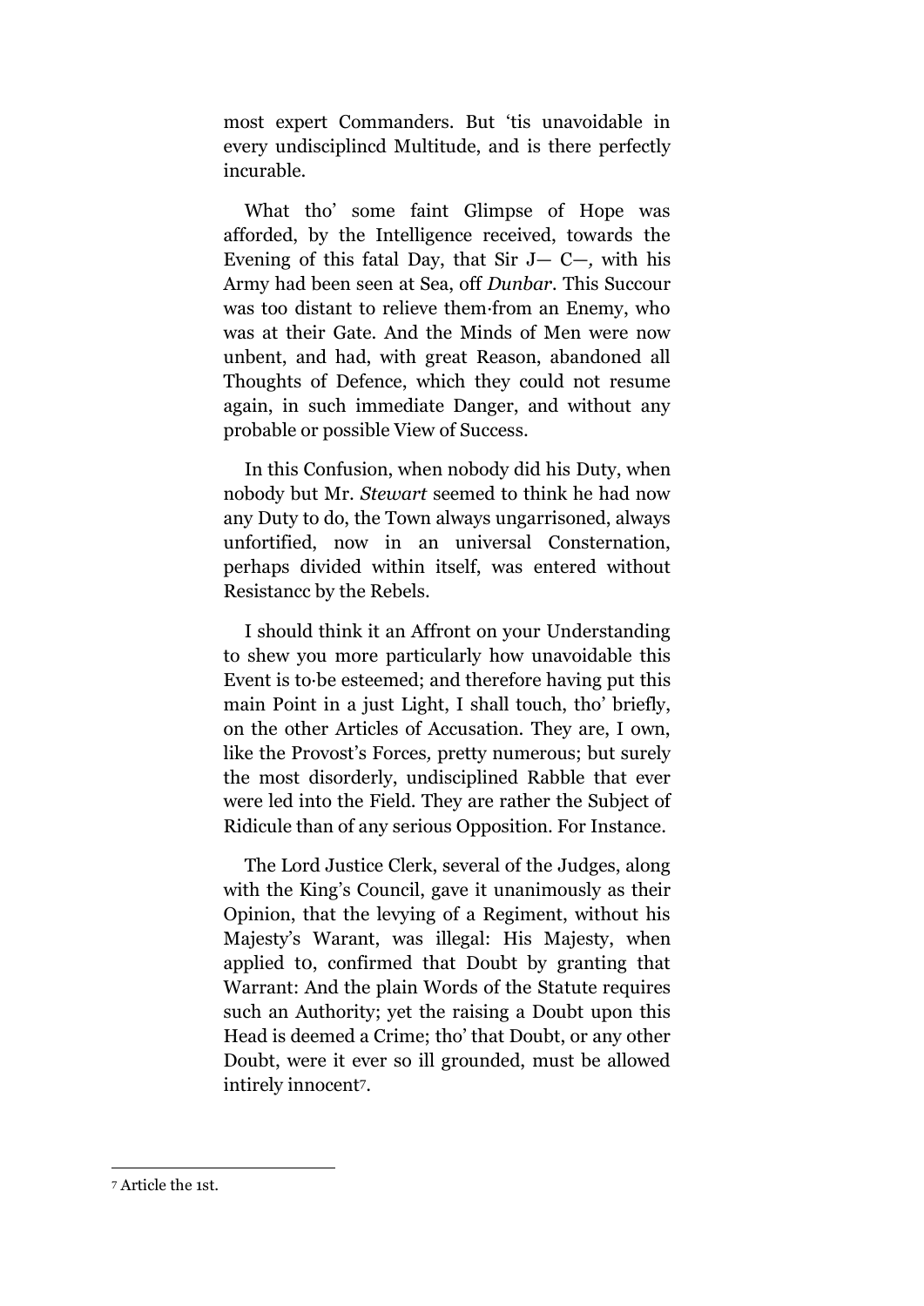most expert Commanders. But 'tis unavoidable in every undisciplincd Multitude, and is there perfectly incurable.

What tho' some faint Glimpse of Hope was afforded, by the Intelligence received, towards the Evening of this fatal Day, that Sir J— C—, with his Army had been seen at Sea, off *Dunbar*. This Succour was too distant to relieve them·from an Enemy, who was at their Gate. And the Minds of Men were now unbent, and had, with great Reason, abandoned all Thoughts of Defence, which they could not resume again, in such immediate Danger, and without any probable or possible View of Success.

In this Confusion, when nobody did his Duty, when nobody but Mr. *Stewart* seemed to think he had now any Duty to do, the Town always ungarrisoned, always unfortified, now in an universal Consternation, perhaps divided within itself, was entered without Resistancc by the Rebels.

I should think it an Affront on your Understanding to shew you more particularly how unavoidable this Event is to·be esteemed; and therefore having put this main Point in a just Light, I shall touch, tho' briefly, on the other Articles of Accusation. They are, I own, like the Provost's Forces, pretty numerous; but surely the most disorderly, undisciplined Rabble that ever were led into the Field. They are rather the Subject of Ridicule than of any serious Opposition. For Instance.

The Lord Justice Clerk, several of the Judges, along with the King's Council, gave it unanimously as their Opinion, that the levying of a Regiment, without his Majesty's Warant, was illegal: His Majesty, when applied to, confirmed that Doubt by granting that Warrant: And the plain Words of the Statute requires such an Authority; yet the raising a Doubt upon this Head is deemed a Crime; tho' that Doubt, or any other Doubt, were it ever so ill grounded, must be allowed intirely innocent[7].

[7] Article the 1st.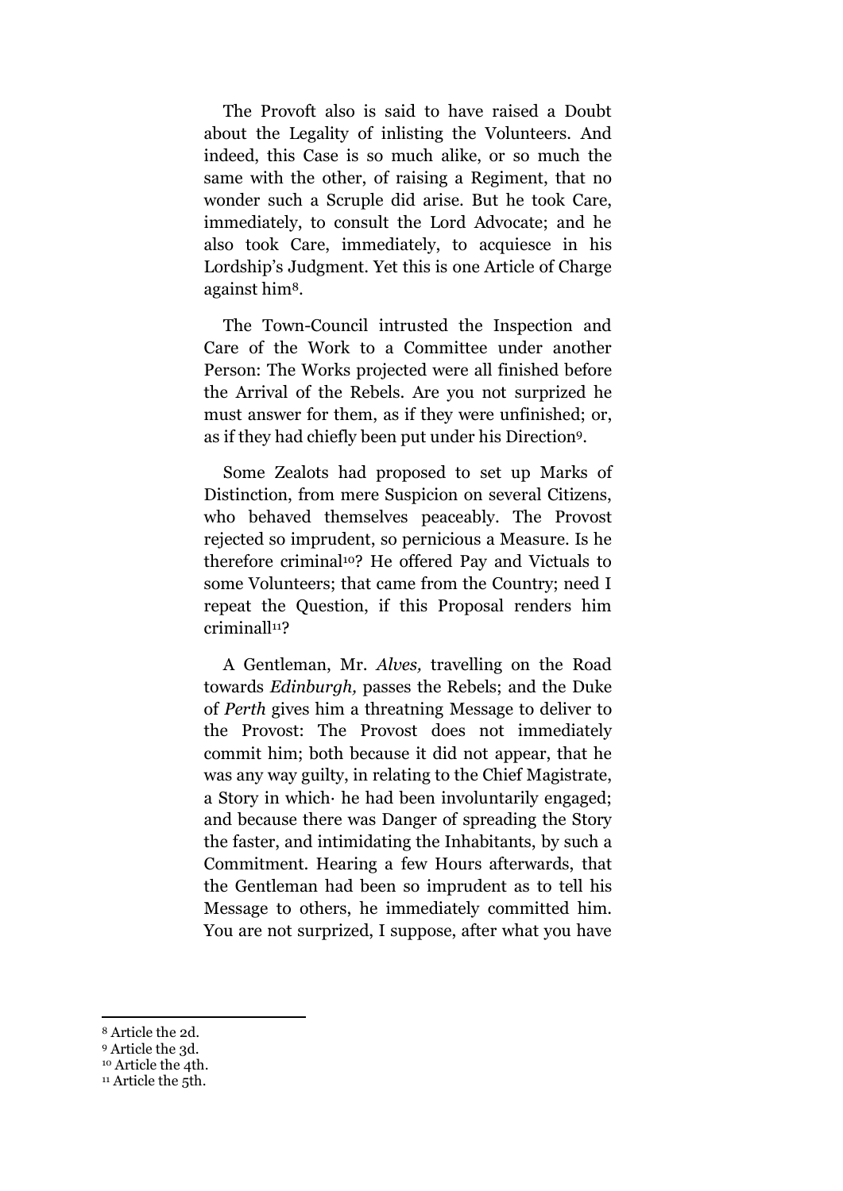The Provoft also is said to have raised a Doubt about the Legality of inlisting the Volunteers. And indeed, this Case is so much alike, or so much the same with the other, of raising a Regiment, that no wonder such a Scruple did arise. But he took Care, immediately, to consult the Lord Advocate; and he also took Care, immediately, to acquiesce in his Lordship's Judgment. Yet this is one Article of Charge against him[8].

The Town-Council intrusted the Inspection and Care of the Work to a Committee under another Person: The Works projected were all finished before the Arrival of the Rebels. Are you not surprized he must answer for them, as if they were unfinished; or, as if they had chiefly been put under his Direction[9].

Some Zealots had proposed to set up Marks of Distinction, from mere Suspicion on several Citizens, who behaved themselves peaceably. The Provost rejected so imprudent, so pernicious a Measure. Is he therefore criminal[10]? He offered Pay and Victuals to some Volunteers; that came from the Country; need I repeat the Question, if this Proposal renders him criminall[11]?

A Gentleman, Mr. *Alves,* travelling on the Road towards *Edinburgh,* passes the Rebels; and the Duke of *Perth* gives him a threatning Message to deliver to the Provost: The Provost does not immediately commit him; both because it did not appear, that he was any way guilty, in relating to the Chief Magistrate, a Story in which· he had been involuntarily engaged; and because there was Danger of spreading the Story the faster, and intimidating the Inhabitants, by such a Commitment. Hearing a few Hours afterwards, that the Gentleman had been so imprudent as to tell his Message to others, he immediately committed him. You are not surprized, I suppose, after what you have

[8] Article the 2d.

[9] Article the 3d.

[10] Article the 4th.

[11] Article the 5th.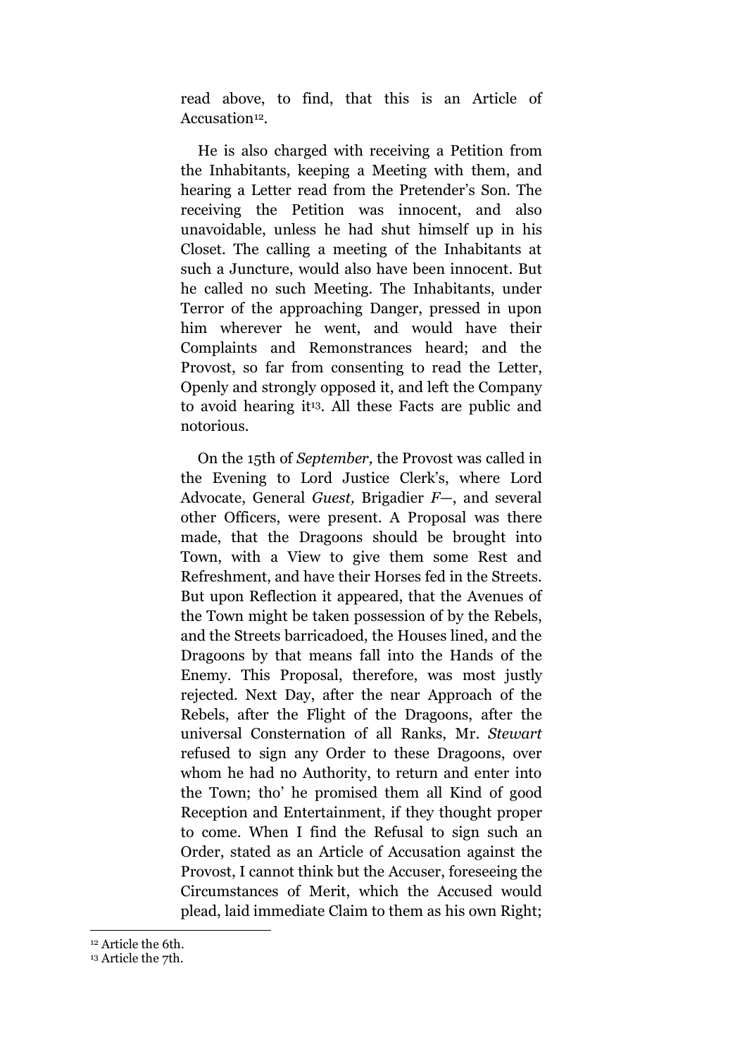read above, to find, that this is an Article of Accusation[12].

He is also charged with receiving a Petition from the Inhabitants, keeping a Meeting with them, and hearing a Letter read from the Pretender's Son. The receiving the Petition was innocent, and also unavoidable, unless he had shut himself up in his Closet. The calling a meeting of the Inhabitants at such a Juncture, would also have been innocent. But he called no such Meeting. The Inhabitants, under Terror of the approaching Danger, pressed in upon him wherever he went, and would have their Complaints and Remonstrances heard; and the Provost, so far from consenting to read the Letter, Openly and strongly opposed it, and left the Company to avoid hearing it[13]. All these Facts are public and notorious.

On the 15th of *September,* the Provost was called in the Evening to Lord Justice Clerk's, where Lord Advocate, General *Guest,* Brigadier *F*—, and several other Officers, were present. A Proposal was there made, that the Dragoons should be brought into Town, with a View to give them some Rest and Refreshment, and have their Horses fed in the Streets. But upon Reflection it appeared, that the Avenues of the Town might be taken possession of by the Rebels, and the Streets barricadoed, the Houses lined, and the Dragoons by that means fall into the Hands of the Enemy. This Proposal, therefore, was most justly rejected. Next Day, after the near Approach of the Rebels, after the Flight of the Dragoons, after the universal Consternation of all Ranks, Mr. *Stewart* refused to sign any Order to these Dragoons, over whom he had no Authority, to return and enter into the Town; tho' he promised them all Kind of good Reception and Entertainment, if they thought proper to come. When I find the Refusal to sign such an Order, stated as an Article of Accusation against the Provost, I cannot think but the Accuser, foreseeing the Circumstances of Merit, which the Accused would plead, laid immediate Claim to them as his own Right;

---

[12] Article the 6th.

[13] Article the 7th.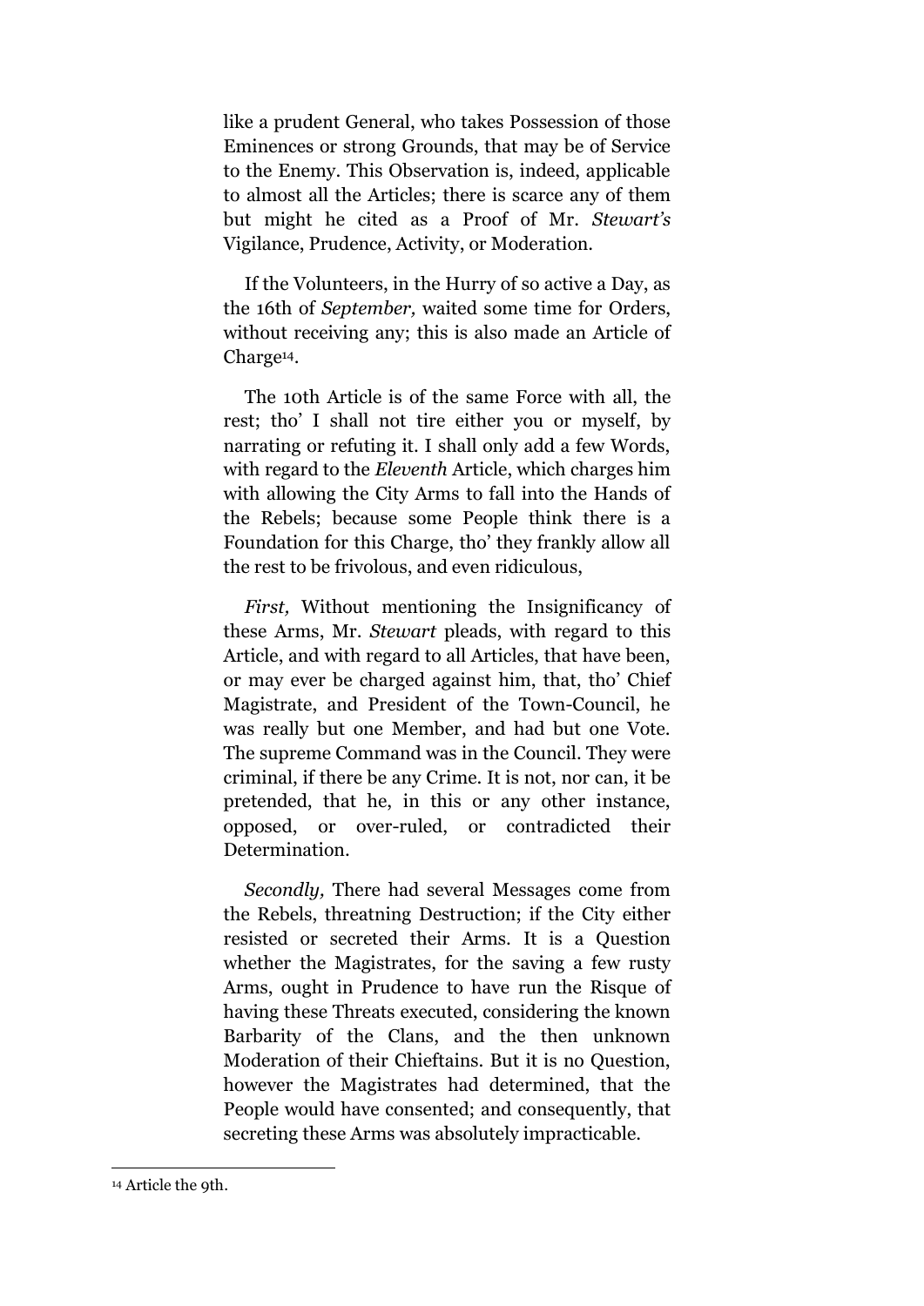like a prudent General, who takes Possession of those Eminences or strong Grounds, that may be of Service to the Enemy. This Observation is, indeed, applicable to almost all the Articles; there is scarce any of them but might he cited as a Proof of Mr. *Stewart's* Vigilance, Prudence, Activity, or Moderation.

If the Volunteers, in the Hurry of so active a Day, as the 16th of *September,* waited some time for Orders, without receiving any; this is also made an Article of Charge[14].

The 10th Article is of the same Force with all, the rest; tho' I shall not tire either you or myself, by narrating or refuting it. I shall only add a few Words, with regard to the *Eleventh* Article, which charges him with allowing the City Arms to fall into the Hands of the Rebels; because some People think there is a Foundation for this Charge, tho' they frankly allow all the rest to be frivolous, and even ridiculous,

*First,* Without mentioning the Insignificancy of these Arms, Mr. *Stewart* pleads, with regard to this Article, and with regard to all Articles, that have been, or may ever be charged against him, that, tho' Chief Magistrate, and President of the Town-Council, he was really but one Member, and had but one Vote. The supreme Command was in the Council. They were criminal, if there be any Crime. It is not, nor can, it be pretended, that he, in this or any other instance, opposed, or over-ruled, or contradicted their Determination.

*Secondly,* There had several Messages come from the Rebels, threatning Destruction; if the City either resisted or secreted their Arms. It is a Question whether the Magistrates, for the saving a few rusty Arms, ought in Prudence to have run the Risque of having these Threats executed, considering the known Barbarity of the Clans, and the then unknown Moderation of their Chieftains. But it is no Question, however the Magistrates had determined, that the People would have consented; and consequently, that secreting these Arms was absolutely impracticable.

[14] Article the 9th.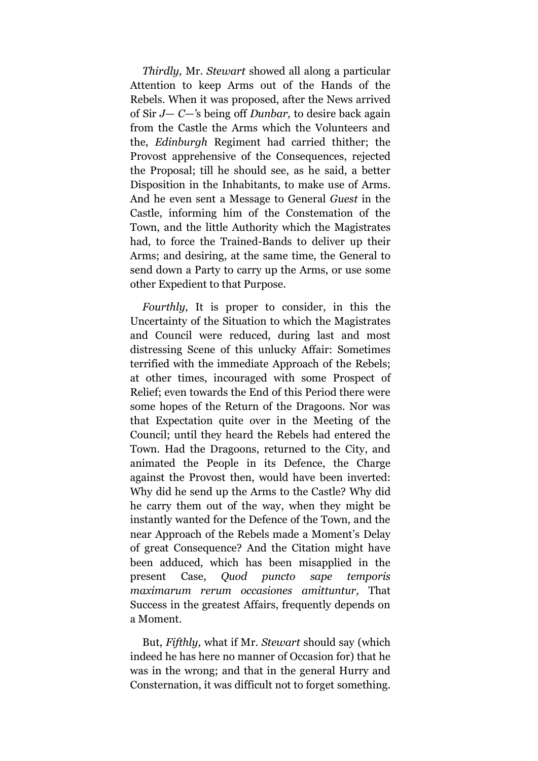*Thirdly,* Mr. *Stewart* showed all along a particular Attention to keep Arms out of the Hands of the Rebels. When it was proposed, after the News arrived of Sir *J— C—*'s being off *Dunbar,* to desire back again from the Castle the Arms which the Volunteers and the, *Edinburgh* Regiment had carried thither; the Provost apprehensive of the Consequences, rejected the Proposal; till he should see, as he said, a better Disposition in the Inhabitants, to make use of Arms. And he even sent a Message to General *Guest* in the Castle, informing him of the Constemation of the Town, and the little Authority which the Magistrates had, to force the Trained-Bands to deliver up their Arms; and desiring, at the same time, the General to send down a Party to carry up the Arms, or use some other Expedient to that Purpose.

*Fourthly,* It is proper to consider, in this the Uncertainty of the Situation to which the Magistrates and Council were reduced, during last and most distressing Scene of this unlucky Affair: Sometimes terrified with the immediate Approach of the Rebels; at other times, incouraged with some Prospect of Relief; even towards the End of this Period there were some hopes of the Return of the Dragoons. Nor was that Expectation quite over in the Meeting of the Council; until they heard the Rebels had entered the Town. Had the Dragoons, returned to the City, and animated the People in its Defence, the Charge against the Provost then, would have been inverted: Why did he send up the Arms to the Castle? Why did he carry them out of the way, when they might be instantly wanted for the Defence of the Town, and the near Approach of the Rebels made a Moment's Delay of great Consequence? And the Citation might have been adduced, which has been misapplied in the present Case, *Quod puncto sape temporis maximarum rerum occasiones amittuntur,* That Success in the greatest Affairs, frequently depends on a Moment.

But, *Fifthly,* what if Mr. *Stewart* should say (which indeed he has here no manner of Occasion for) that he was in the wrong; and that in the general Hurry and Consternation, it was difficult not to forget something.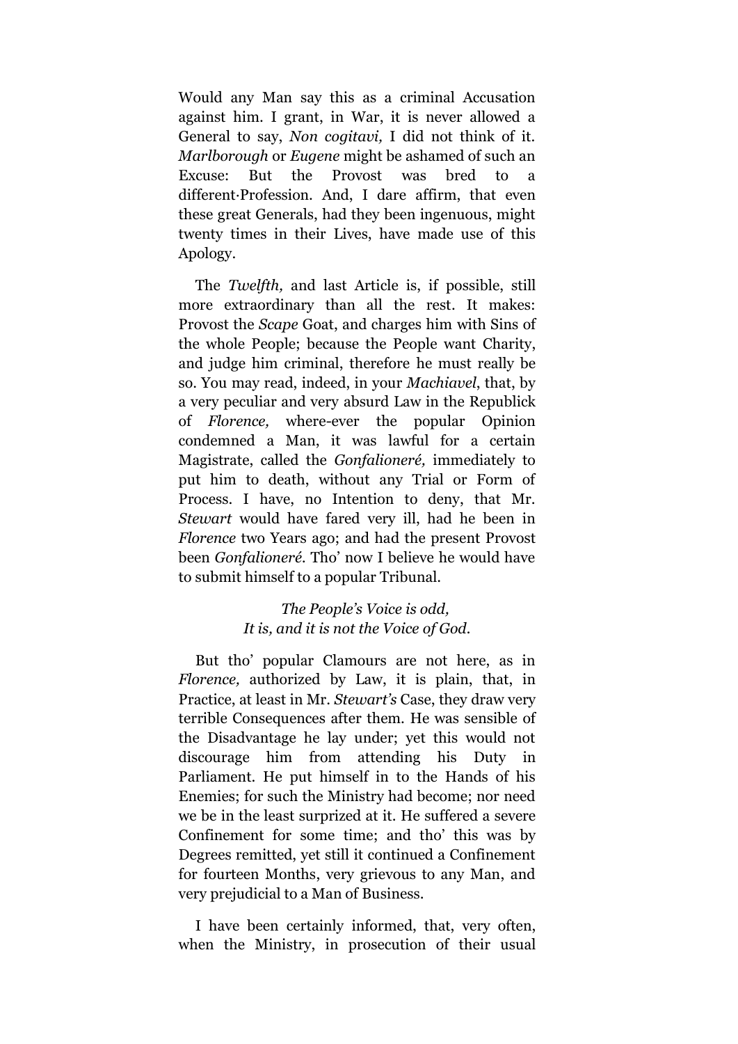Would any Man say this as a criminal Accusation against him. I grant, in War, it is never allowed a General to say, *Non cogitavi,* I did not think of it. *Marlborough* or *Eugene* might be ashamed of such an Excuse: But the Provost was bred to a different·Profession. And, I dare affirm, that even these great Generals, had they been ingenuous, might twenty times in their Lives, have made use of this Apology.

The *Twelfth,* and last Article is, if possible, still more extraordinary than all the rest. It makes: Provost the *Scape* Goat, and charges him with Sins of the whole People; because the People want Charity, and judge him criminal, therefore he must really be so. You may read, indeed, in your *Machiavel*, that, by a very peculiar and very absurd Law in the Republick of *Florence,* where-ever the popular Opinion condemned a Man, it was lawful for a certain Magistrate, called the *Gonfalioneré,* immediately to put him to death, without any Trial or Form of Process. I have, no Intention to deny, that Mr. *Stewart* would have fared very ill, had he been in *Florence* two Years ago; and had the present Provost been *Gonfalioneré.* Tho' now I believe he would have to submit himself to a popular Tribunal.

*The People's Voice is odd,*
*It is, and it is not the Voice of God.*

But tho' popular Clamours are not here, as in *Florence,* authorized by Law, it is plain, that, in Practice, at least in Mr. *Stewart's* Case, they draw very terrible Consequences after them. He was sensible of the Disadvantage he lay under; yet this would not discourage him from attending his Duty in Parliament. He put himself in to the Hands of his Enemies; for such the Ministry had become; nor need we be in the least surprized at it. He suffered a severe Confinement for some time; and tho' this was by Degrees remitted, yet still it continued a Confinement for fourteen Months, very grievous to any Man, and very prejudicial to a Man of Business.

I have been certainly informed, that, very often, when the Ministry, in prosecution of their usual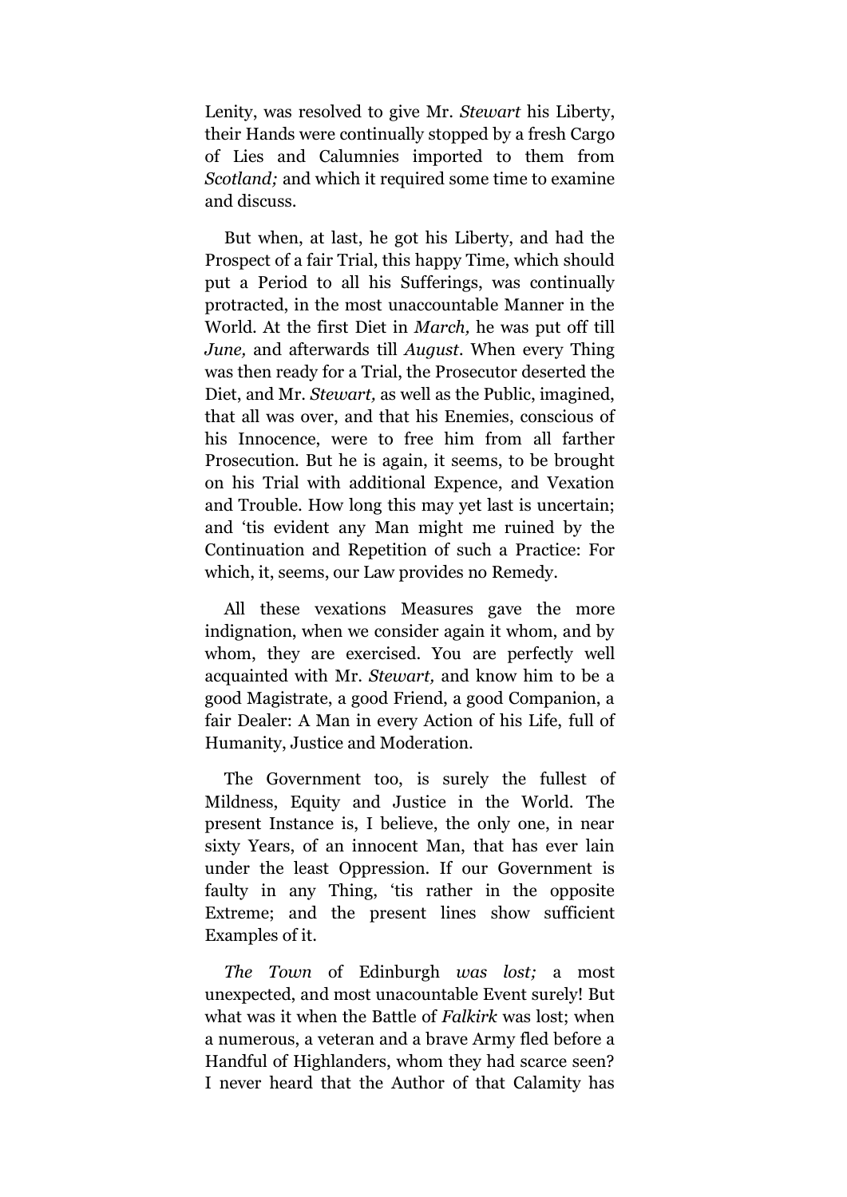Lenity, was resolved to give Mr. *Stewart* his Liberty, their Hands were continually stopped by a fresh Cargo of Lies and Calumnies imported to them from *Scotland;* and which it required some time to examine and discuss.

But when, at last, he got his Liberty, and had the Prospect of a fair Trial, this happy Time, which should put a Period to all his Sufferings, was continually protracted, in the most unaccountable Manner in the World. At the first Diet in *March,* he was put off till *June,* and afterwards till *August*. When every Thing was then ready for a Trial, the Prosecutor deserted the Diet, and Mr. *Stewart,* as well as the Public, imagined, that all was over, and that his Enemies, conscious of his Innocence, were to free him from all farther Prosecution. But he is again, it seems, to be brought on his Trial with additional Expence, and Vexation and Trouble. How long this may yet last is uncertain; and 'tis evident any Man might me ruined by the Continuation and Repetition of such a Practice: For which, it, seems, our Law provides no Remedy.

All these vexations Measures gave the more indignation, when we consider again it whom, and by whom, they are exercised. You are perfectly well acquainted with Mr. *Stewart,* and know him to be a good Magistrate, a good Friend, a good Companion, a fair Dealer: A Man in every Action of his Life, full of Humanity, Justice and Moderation.

The Government too, is surely the fullest of Mildness, Equity and Justice in the World. The present Instance is, I believe, the only one, in near sixty Years, of an innocent Man, that has ever lain under the least Oppression. If our Government is faulty in any Thing, 'tis rather in the opposite Extreme; and the present lines show sufficient Examples of it.

*The Town* of Edinburgh *was lost;* a most unexpected, and most unacountable Event surely! But what was it when the Battle of *Falkirk* was lost; when a numerous, a veteran and a brave Army fled before a Handful of Highlanders, whom they had scarce seen? I never heard that the Author of that Calamity has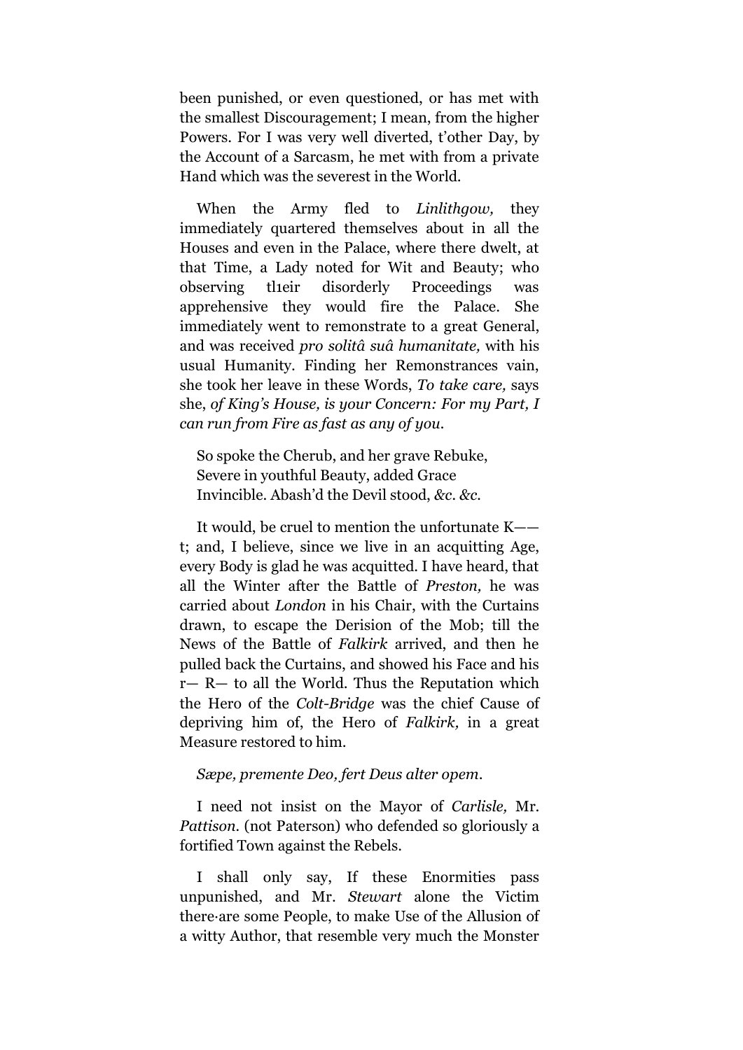been punished, or even questioned, or has met with the smallest Discouragement; I mean, from the higher Powers. For I was very well diverted, t'other Day, by the Account of a Sarcasm, he met with from a private Hand which was the severest in the World.

When the Army fled to *Linlithgow,* they immediately quartered themselves about in all the Houses and even in the Palace, where there dwelt, at that Time, a Lady noted for Wit and Beauty; who observing tl1eir disorderly Proceedings was apprehensive they would fire the Palace. She immediately went to remonstrate to a great General, and was received *pro solitâ suâ humanitate,* with his usual Humanity. Finding her Remonstrances vain, she took her leave in these Words, *To take care,* says she, *of King's House, is your Concern: For my Part, I can run from Fire as fast as any of you.*

> So spoke the Cherub, and her grave Rebuke,
> Severe in youthful Beauty, added Grace
> Invincible. Abash'd the Devil stood, *&c. &c.*

It would, be cruel to mention the unfortunate K—— t; and, I believe, since we live in an acquitting Age, every Body is glad he was acquitted. I have heard, that all the Winter after the Battle of *Preston,* he was carried about *London* in his Chair, with the Curtains drawn, to escape the Derision of the Mob; till the News of the Battle of *Falkirk* arrived, and then he pulled back the Curtains, and showed his Face and his r— R— to all the World. Thus the Reputation which the Hero of the *Colt-Bridge* was the chief Cause of depriving him of, the Hero of *Falkirk,* in a great Measure restored to him.

*Sæpe, premente Deo, fert Deus alter opem.*

I need not insist on the Mayor of *Carlisle,* Mr. *Pattison.* (not Paterson) who defended so gloriously a fortified Town against the Rebels.

I shall only say, If these Enormities pass unpunished, and Mr. *Stewart* alone the Victim there·are some People, to make Use of the Allusion of a witty Author, that resemble very much the Monster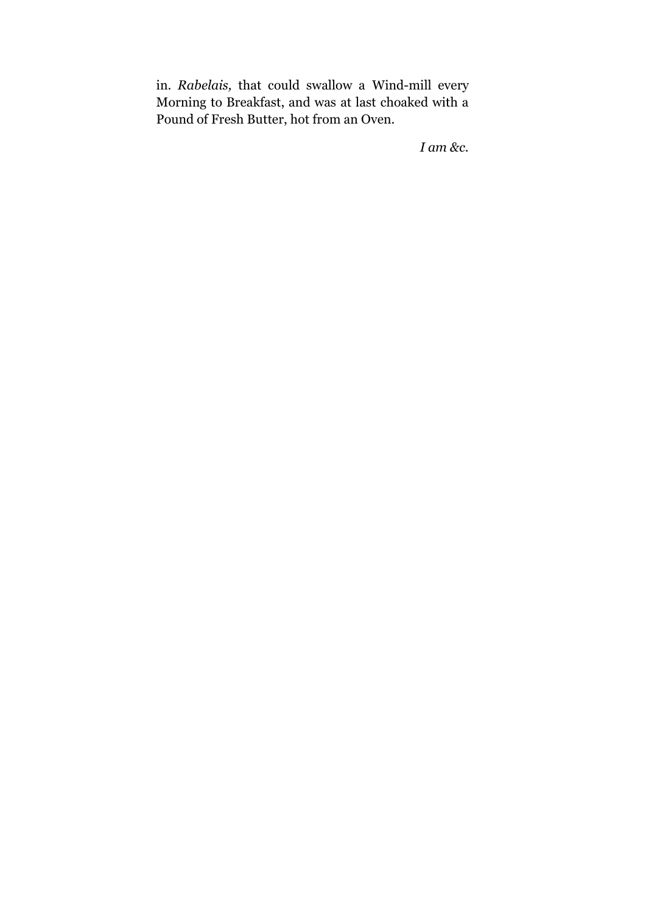in. *Rabelais,* that could swallow a Wind-mill every Morning to Breakfast, and was at last choaked with a Pound of Fresh Butter, hot from an Oven.

*I am &c.*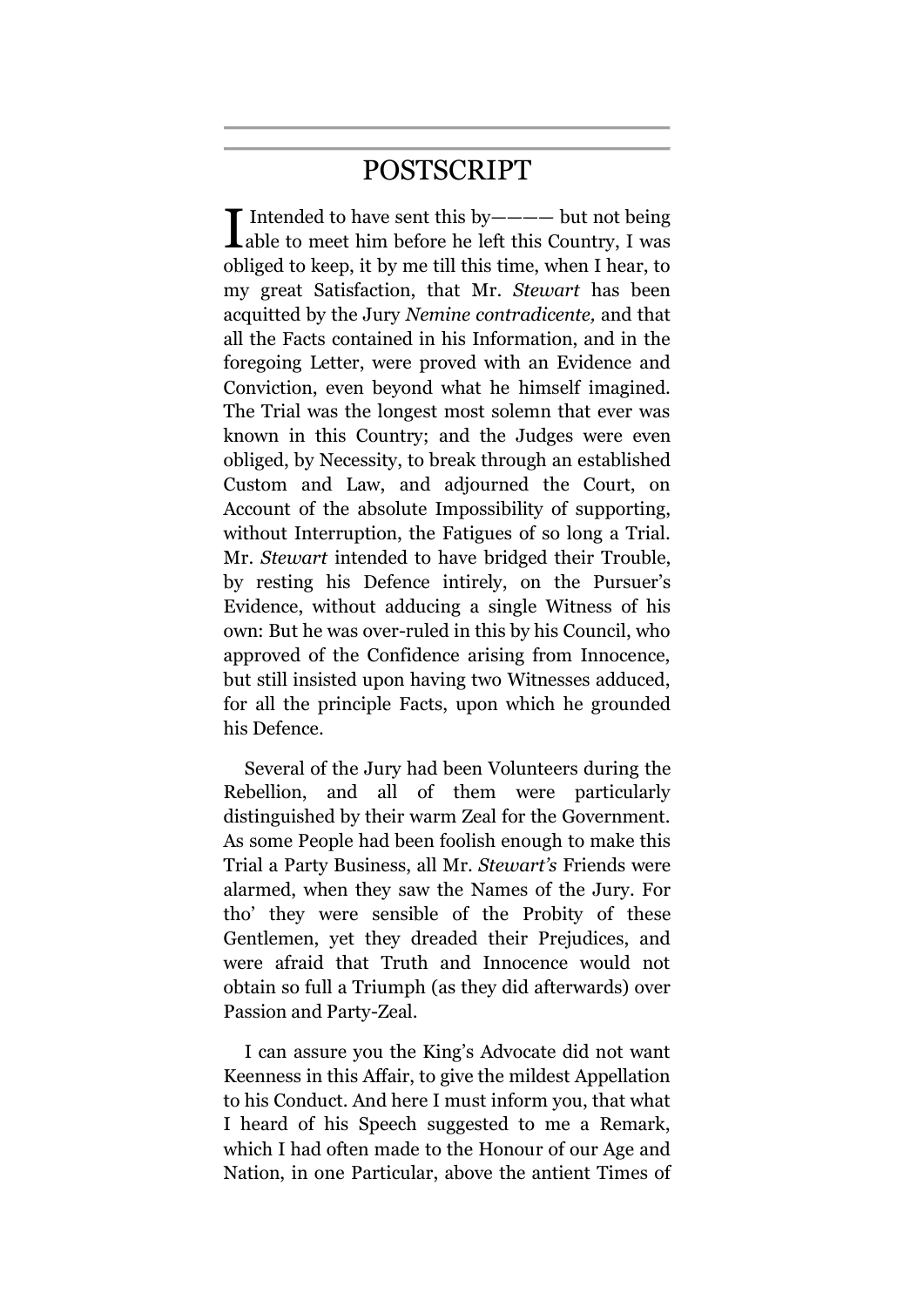# POSTSCRIPT

I Intended to have sent this by———— but not being able to meet him before he left this Country, I was obliged to keep, it by me till this time, when I hear, to my great Satisfaction, that Mr. *Stewart* has been acquitted by the Jury *Nemine contradicente,* and that all the Facts contained in his Information, and in the foregoing Letter, were proved with an Evidence and Conviction, even beyond what he himself imagined. The Trial was the longest most solemn that ever was known in this Country; and the Judges were even obliged, by Necessity, to break through an established Custom and Law, and adjourned the Court, on Account of the absolute Impossibility of supporting, without Interruption, the Fatigues of so long a Trial. Mr. *Stewart* intended to have bridged their Trouble, by resting his Defence intirely, on the Pursuer's Evidence, without adducing a single Witness of his own: But he was over-ruled in this by his Council, who approved of the Confidence arising from Innocence, but still insisted upon having two Witnesses adduced, for all the principle Facts, upon which he grounded his Defence.

Several of the Jury had been Volunteers during the Rebellion, and all of them were particularly distinguished by their warm Zeal for the Government. As some People had been foolish enough to make this Trial a Party Business, all Mr. *Stewart's* Friends were alarmed, when they saw the Names of the Jury. For tho' they were sensible of the Probity of these Gentlemen, yet they dreaded their Prejudices, and were afraid that Truth and Innocence would not obtain so full a Triumph (as they did afterwards) over Passion and Party-Zeal.

I can assure you the King's Advocate did not want Keenness in this Affair, to give the mildest Appellation to his Conduct. And here I must inform you, that what I heard of his Speech suggested to me a Remark, which I had often made to the Honour of our Age and Nation, in one Particular, above the antient Times of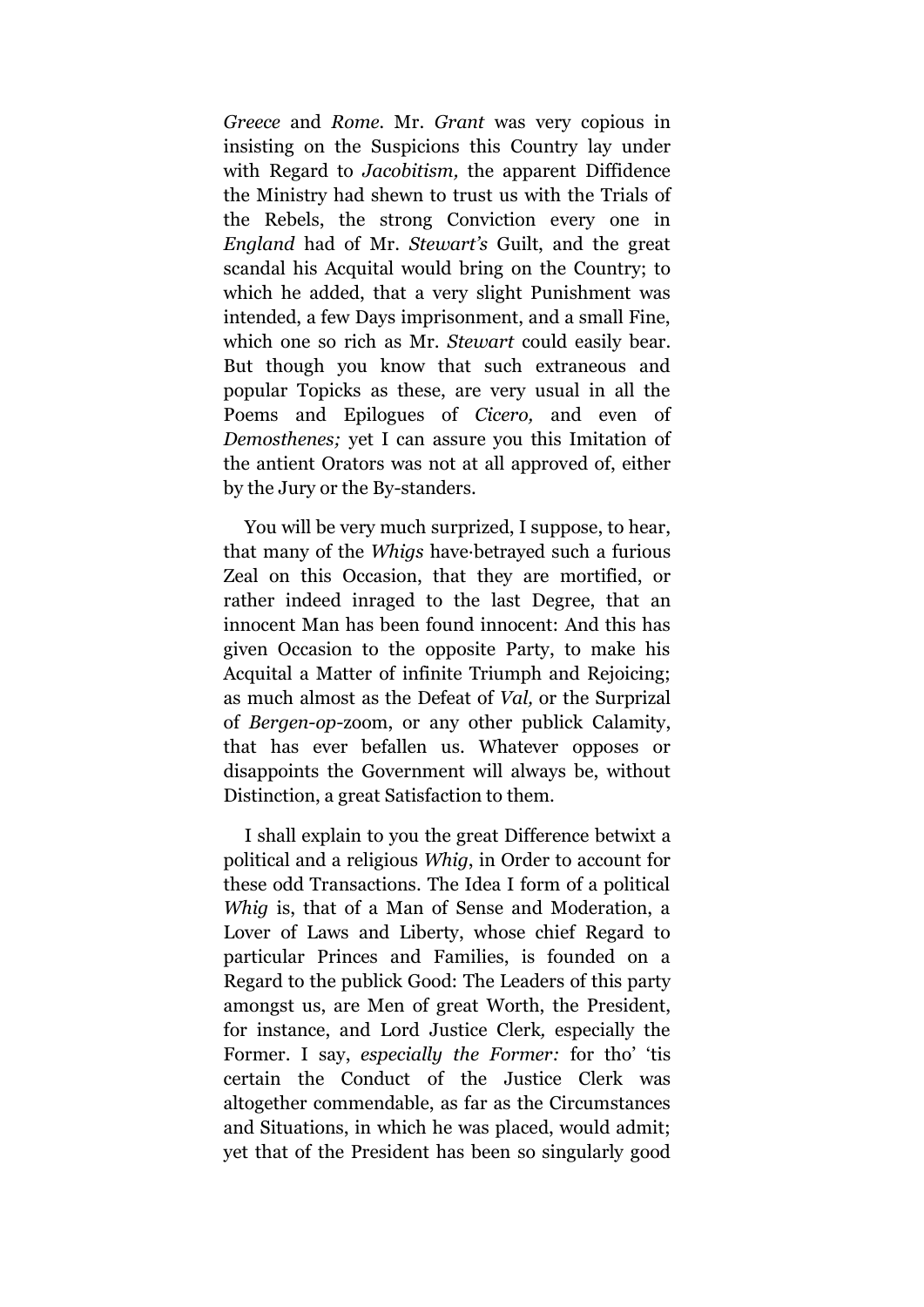*Greece* and *Rome*. Mr. *Grant* was very copious in insisting on the Suspicions this Country lay under with Regard to *Jacobitism,* the apparent Diffidence the Ministry had shewn to trust us with the Trials of the Rebels, the strong Conviction every one in *England* had of Mr. *Stewart's* Guilt, and the great scandal his Acquital would bring on the Country; to which he added, that a very slight Punishment was intended, a few Days imprisonment, and a small Fine, which one so rich as Mr. *Stewart* could easily bear. But though you know that such extraneous and popular Topicks as these, are very usual in all the Poems and Epilogues of *Cicero,* and even of *Demosthenes;* yet I can assure you this Imitation of the antient Orators was not at all approved of, either by the Jury or the By-standers.

You will be very much surprized, I suppose, to hear, that many of the *Whigs* have·betrayed such a furious Zeal on this Occasion, that they are mortified, or rather indeed inraged to the last Degree, that an innocent Man has been found innocent: And this has given Occasion to the opposite Party, to make his Acquital a Matter of infinite Triumph and Rejoicing; as much almost as the Defeat of *Val,* or the Surprizal of *Bergen-op*-zoom, or any other publick Calamity, that has ever befallen us. Whatever opposes or disappoints the Government will always be, without Distinction, a great Satisfaction to them.

I shall explain to you the great Difference betwixt a political and a religious *Whig*, in Order to account for these odd Transactions. The Idea I form of a political *Whig* is, that of a Man of Sense and Moderation, a Lover of Laws and Liberty, whose chief Regard to particular Princes and Families, is founded on a Regard to the publick Good: The Leaders of this party amongst us, are Men of great Worth, the President, for instance, and Lord Justice Clerk*,* especially the Former. I say, *especially the Former:* for tho' 'tis certain the Conduct of the Justice Clerk was altogether commendable, as far as the Circumstances and Situations, in which he was placed, would admit; yet that of the President has been so singularly good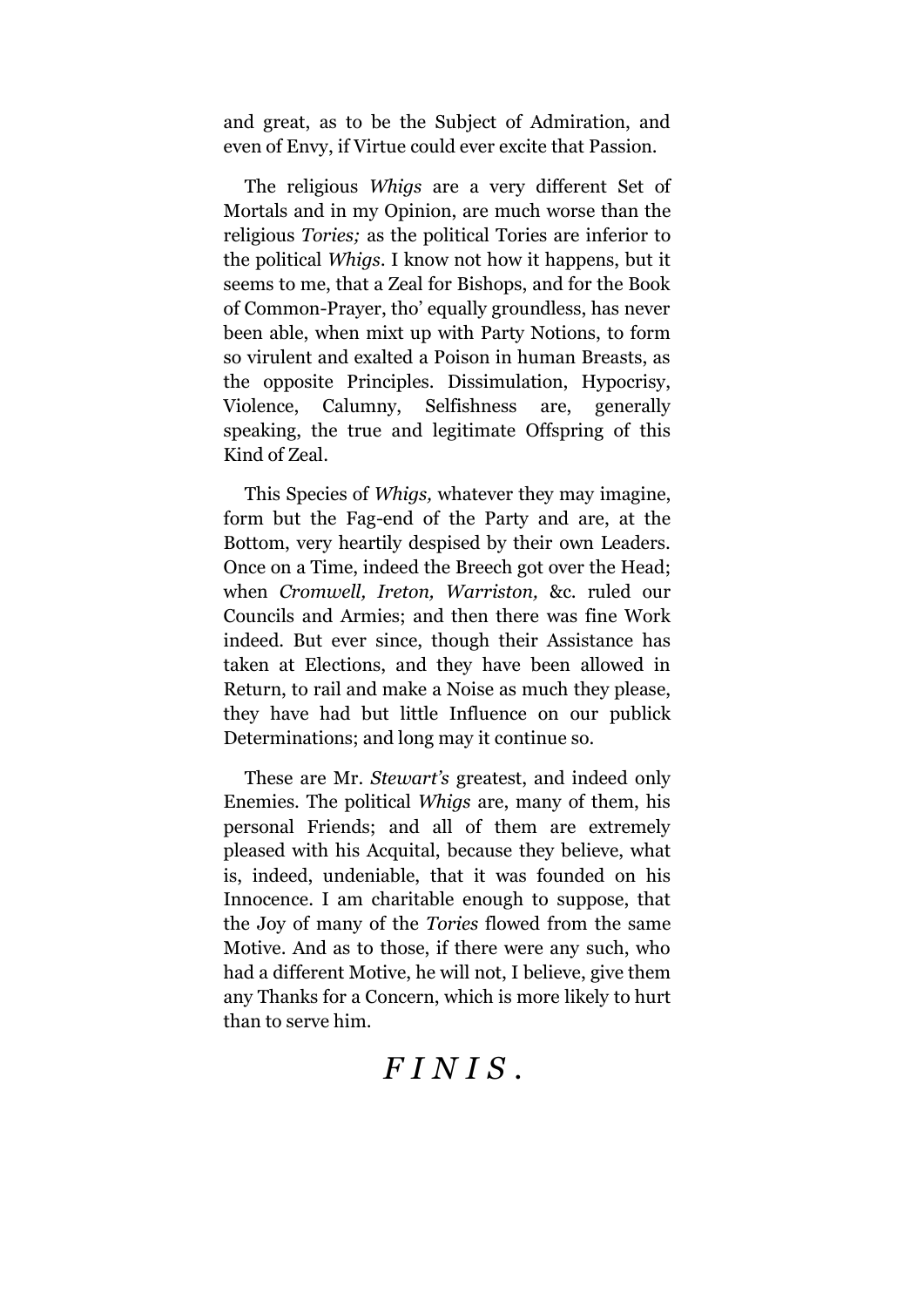and great, as to be the Subject of Admiration, and even of Envy, if Virtue could ever excite that Passion.

The religious *Whigs* are a very different Set of Mortals and in my Opinion, are much worse than the religious *Tories;* as the political Tories are inferior to the political *Whigs*. I know not how it happens, but it seems to me, that a Zeal for Bishops, and for the Book of Common-Prayer, tho' equally groundless, has never been able, when mixt up with Party Notions, to form so virulent and exalted a Poison in human Breasts, as the opposite Principles. Dissimulation, Hypocrisy, Violence, Calumny, Selfishness are, generally speaking, the true and legitimate Offspring of this Kind of Zeal.

This Species of *Whigs,* whatever they may imagine, form but the Fag-end of the Party and are, at the Bottom, very heartily despised by their own Leaders. Once on a Time, indeed the Breech got over the Head; when *Cromwell, Ireton, Warriston,* &c. ruled our Councils and Armies; and then there was fine Work indeed. But ever since, though their Assistance has taken at Elections, and they have been allowed in Return, to rail and make a Noise as much they please, they have had but little Influence on our publick Determinations; and long may it continue so.

These are Mr. *Stewart's* greatest, and indeed only Enemies. The political *Whigs* are, many of them, his personal Friends; and all of them are extremely pleased with his Acquital, because they believe, what is, indeed, undeniable, that it was founded on his Innocence. I am charitable enough to suppose, that the Joy of many of the *Tories* flowed from the same Motive. And as to those, if there were any such, who had a different Motive, he will not, I believe, give them any Thanks for a Concern, which is more likely to hurt than to serve him.

*FINIS.*